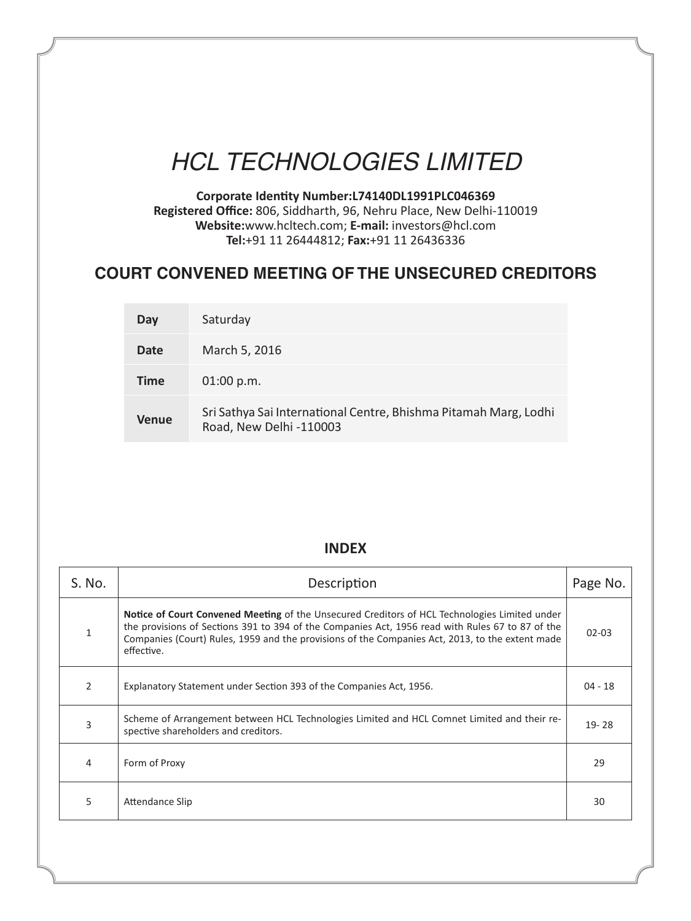# HCL TECHNOLOGIES LIMITED

**Corporate Identity Number:L74140DL1991PLC046369**
**Registered Office:** 806, Siddharth, 96, Nehru Place, New Delhi-110019
**Website:**www.hcltech.com; **E-mail:** investors@hcl.com
**Tel:**+91 11 26444812; **Fax:**+91 11 26436336

## COURT CONVENED MEETING OF THE UNSECURED CREDITORS

| | |
|---|---|
| **Day** | Saturday |
| **Date** | March 5, 2016 |
| **Time** | 01:00 p.m. |
| **Venue** | Sri Sathya Sai International Centre, Bhishma Pitamah Marg, Lodhi Road, New Delhi -110003 |

## INDEX

| S. No. | Description | Page No. |
|---|---|---|
| 1 | **Notice of Court Convened Meeting** of the Unsecured Creditors of HCL Technologies Limited under the provisions of Sections 391 to 394 of the Companies Act, 1956 read with Rules 67 to 87 of the Companies (Court) Rules, 1959 and the provisions of the Companies Act, 2013, to the extent made effective. | 02-03 |
| 2 | Explanatory Statement under Section 393 of the Companies Act, 1956. | 04 - 18 |
| 3 | Scheme of Arrangement between HCL Technologies Limited and HCL Comnet Limited and their respective shareholders and creditors. | 19- 28 |
| 4 | Form of Proxy | 29 |
| 5 | Attendance Slip | 30 |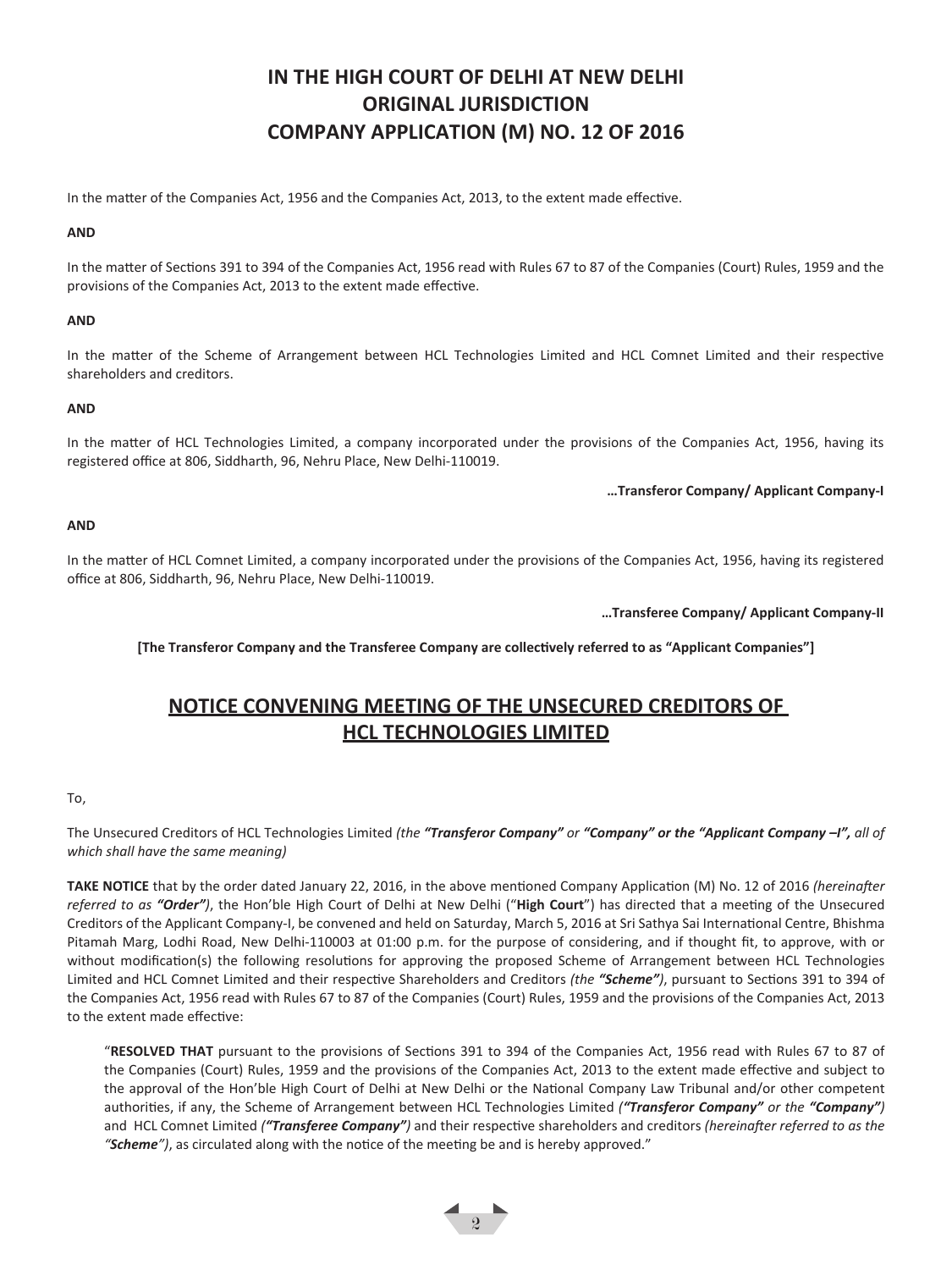# IN THE HIGH COURT OF DELHI AT NEW DELHI
# ORIGINAL JURISDICTION
# COMPANY APPLICATION (M) NO. 12 OF 2016

In the matter of the Companies Act, 1956 and the Companies Act, 2013, to the extent made effective.

**AND**

In the matter of Sections 391 to 394 of the Companies Act, 1956 read with Rules 67 to 87 of the Companies (Court) Rules, 1959 and the provisions of the Companies Act, 2013 to the extent made effective.

**AND**

In the matter of the Scheme of Arrangement between HCL Technologies Limited and HCL Comnet Limited and their respective shareholders and creditors.

**AND**

In the matter of HCL Technologies Limited, a company incorporated under the provisions of the Companies Act, 1956, having its registered office at 806, Siddharth, 96, Nehru Place, New Delhi-110019.

**…Transferor Company/ Applicant Company-I**

**AND**

In the matter of HCL Comnet Limited, a company incorporated under the provisions of the Companies Act, 1956, having its registered office at 806, Siddharth, 96, Nehru Place, New Delhi-110019.

**…Transferee Company/ Applicant Company-II**

**[The Transferor Company and the Transferee Company are collectively referred to as "Applicant Companies"]**

## NOTICE CONVENING MEETING OF THE UNSECURED CREDITORS OF HCL TECHNOLOGIES LIMITED

To,

The Unsecured Creditors of HCL Technologies Limited *(the **"Transferor Company"** or **"Company" or the "Applicant Company –I",** all of which shall have the same meaning)*

**TAKE NOTICE** that by the order dated January 22, 2016, in the above mentioned Company Application (M) No. 12 of 2016 *(hereinafter referred to as **"Order")***, the Hon'ble High Court of Delhi at New Delhi ("**High Court**") has directed that a meeting of the Unsecured Creditors of the Applicant Company-I, be convened and held on Saturday, March 5, 2016 at Sri Sathya Sai International Centre, Bhishma Pitamah Marg, Lodhi Road, New Delhi-110003 at 01:00 p.m. for the purpose of considering, and if thought fit, to approve, with or without modification(s) the following resolutions for approving the proposed Scheme of Arrangement between HCL Technologies Limited and HCL Comnet Limited and their respective Shareholders and Creditors *(the **"Scheme")***, pursuant to Sections 391 to 394 of the Companies Act, 1956 read with Rules 67 to 87 of the Companies (Court) Rules, 1959 and the provisions of the Companies Act, 2013 to the extent made effective:

> "**RESOLVED THAT** pursuant to the provisions of Sections 391 to 394 of the Companies Act, 1956 read with Rules 67 to 87 of the Companies (Court) Rules, 1959 and the provisions of the Companies Act, 2013 to the extent made effective and subject to the approval of the Hon'ble High Court of Delhi at New Delhi or the National Company Law Tribunal and/or other competent authorities, if any, the Scheme of Arrangement between HCL Technologies Limited *(**"Transferor Company"** or the **"Company")*** and HCL Comnet Limited *(**"Transferee Company")*** and their respective shareholders and creditors *(hereinafter referred to as the **"Scheme")***, as circulated along with the notice of the meeting be and is hereby approved."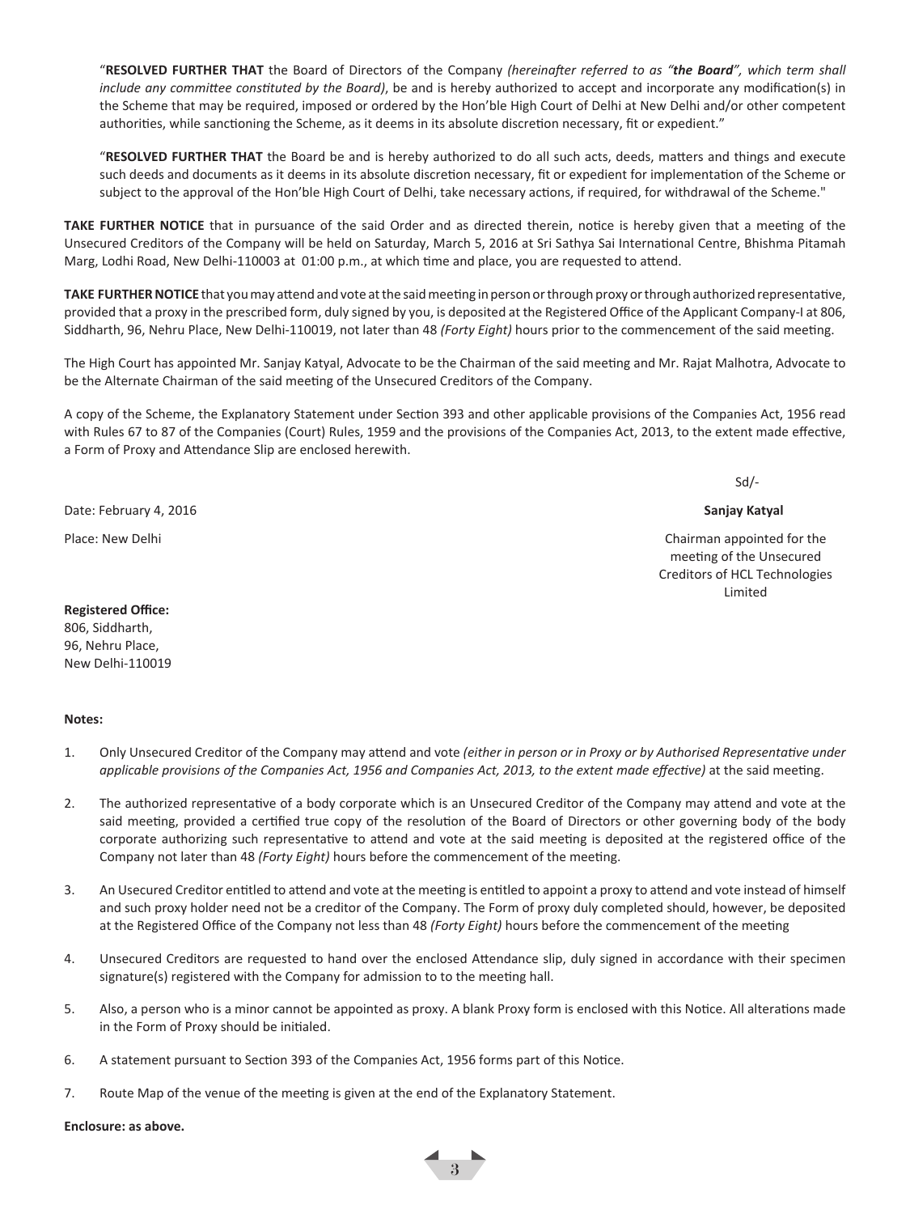"**RESOLVED FURTHER THAT** the Board of Directors of the Company *(hereinafter referred to as "**the Board**", which term shall include any committee constituted by the Board)*, be and is hereby authorized to accept and incorporate any modification(s) in the Scheme that may be required, imposed or ordered by the Hon'ble High Court of Delhi at New Delhi and/or other competent authorities, while sanctioning the Scheme, as it deems in its absolute discretion necessary, fit or expedient."

"**RESOLVED FURTHER THAT** the Board be and is hereby authorized to do all such acts, deeds, matters and things and execute such deeds and documents as it deems in its absolute discretion necessary, fit or expedient for implementation of the Scheme or subject to the approval of the Hon'ble High Court of Delhi, take necessary actions, if required, for withdrawal of the Scheme."

**TAKE FURTHER NOTICE** that in pursuance of the said Order and as directed therein, notice is hereby given that a meeting of the Unsecured Creditors of the Company will be held on Saturday, March 5, 2016 at Sri Sathya Sai International Centre, Bhishma Pitamah Marg, Lodhi Road, New Delhi-110003 at 01:00 p.m., at which time and place, you are requested to attend.

**TAKE FURTHER NOTICE** that you may attend and vote at the said meeting in person or through proxy or through authorized representative, provided that a proxy in the prescribed form, duly signed by you, is deposited at the Registered Office of the Applicant Company-I at 806, Siddharth, 96, Nehru Place, New Delhi-110019, not later than 48 *(Forty Eight)* hours prior to the commencement of the said meeting.

The High Court has appointed Mr. Sanjay Katyal, Advocate to be the Chairman of the said meeting and Mr. Rajat Malhotra, Advocate to be the Alternate Chairman of the said meeting of the Unsecured Creditors of the Company.

A copy of the Scheme, the Explanatory Statement under Section 393 and other applicable provisions of the Companies Act, 1956 read with Rules 67 to 87 of the Companies (Court) Rules, 1959 and the provisions of the Companies Act, 2013, to the extent made effective, a Form of Proxy and Attendance Slip are enclosed herewith.

Sd/-

**Sanjay Katyal**

Chairman appointed for the meeting of the Unsecured Creditors of HCL Technologies Limited

Date: February 4, 2016

Place: New Delhi

**Registered Office:**
806, Siddharth,
96, Nehru Place,
New Delhi-110019

**Notes:**

1. Only Unsecured Creditor of the Company may attend and vote *(either in person or in Proxy or by Authorised Representative under applicable provisions of the Companies Act, 1956 and Companies Act, 2013, to the extent made effective)* at the said meeting.
2. The authorized representative of a body corporate which is an Unsecured Creditor of the Company may attend and vote at the said meeting, provided a certified true copy of the resolution of the Board of Directors or other governing body of the body corporate authorizing such representative to attend and vote at the said meeting is deposited at the registered office of the Company not later than 48 *(Forty Eight)* hours before the commencement of the meeting.
3. An Usecured Creditor entitled to attend and vote at the meeting is entitled to appoint a proxy to attend and vote instead of himself and such proxy holder need not be a creditor of the Company. The Form of proxy duly completed should, however, be deposited at the Registered Office of the Company not less than 48 *(Forty Eight)* hours before the commencement of the meeting
4. Unsecured Creditors are requested to hand over the enclosed Attendance slip, duly signed in accordance with their specimen signature(s) registered with the Company for admission to to the meeting hall.
5. Also, a person who is a minor cannot be appointed as proxy. A blank Proxy form is enclosed with this Notice. All alterations made in the Form of Proxy should be initialed.
6. A statement pursuant to Section 393 of the Companies Act, 1956 forms part of this Notice.
7. Route Map of the venue of the meeting is given at the end of the Explanatory Statement.

**Enclosure: as above.**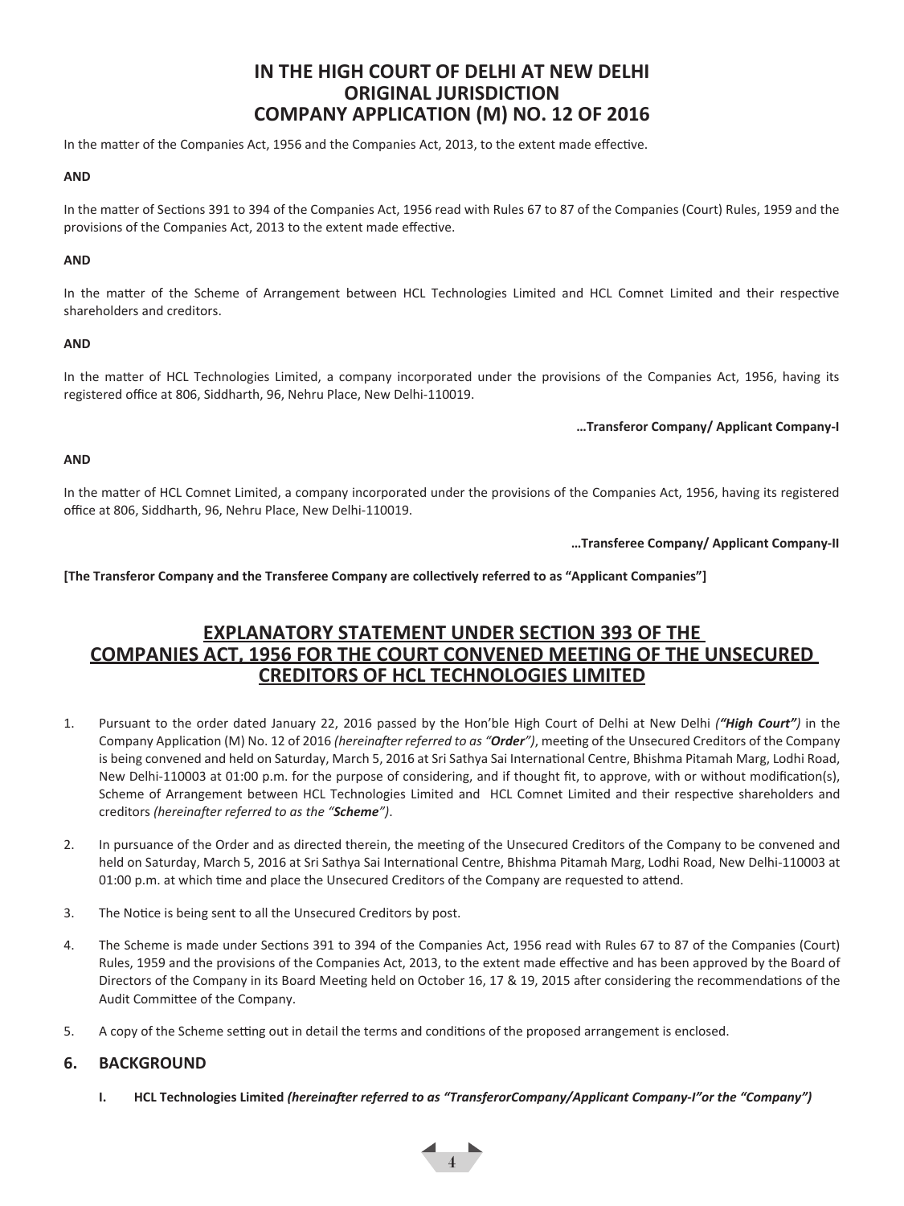# IN THE HIGH COURT OF DELHI AT NEW DELHI
# ORIGINAL JURISDICTION
# COMPANY APPLICATION (M) NO. 12 OF 2016

In the matter of the Companies Act, 1956 and the Companies Act, 2013, to the extent made effective.

**AND**

In the matter of Sections 391 to 394 of the Companies Act, 1956 read with Rules 67 to 87 of the Companies (Court) Rules, 1959 and the provisions of the Companies Act, 2013 to the extent made effective.

**AND**

In the matter of the Scheme of Arrangement between HCL Technologies Limited and HCL Comnet Limited and their respective shareholders and creditors.

**AND**

In the matter of HCL Technologies Limited, a company incorporated under the provisions of the Companies Act, 1956, having its registered office at 806, Siddharth, 96, Nehru Place, New Delhi-110019.

**…Transferor Company/ Applicant Company-I**

**AND**

In the matter of HCL Comnet Limited, a company incorporated under the provisions of the Companies Act, 1956, having its registered office at 806, Siddharth, 96, Nehru Place, New Delhi-110019.

**…Transferee Company/ Applicant Company-II**

**[The Transferor Company and the Transferee Company are collectively referred to as "Applicant Companies"]**

## EXPLANATORY STATEMENT UNDER SECTION 393 OF THE COMPANIES ACT, 1956 FOR THE COURT CONVENED MEETING OF THE UNSECURED CREDITORS OF HCL TECHNOLOGIES LIMITED

1. Pursuant to the order dated January 22, 2016 passed by the Hon'ble High Court of Delhi at New Delhi *(**"High Court"**)* in the Company Application (M) No. 12 of 2016 *(hereinafter referred to as "**Order**")*, meeting of the Unsecured Creditors of the Company is being convened and held on Saturday, March 5, 2016 at Sri Sathya Sai International Centre, Bhishma Pitamah Marg, Lodhi Road, New Delhi-110003 at 01:00 p.m. for the purpose of considering, and if thought fit, to approve, with or without modification(s), Scheme of Arrangement between HCL Technologies Limited and HCL Comnet Limited and their respective shareholders and creditors *(hereinafter referred to as the "**Scheme**")*.

2. In pursuance of the Order and as directed therein, the meeting of the Unsecured Creditors of the Company to be convened and held on Saturday, March 5, 2016 at Sri Sathya Sai International Centre, Bhishma Pitamah Marg, Lodhi Road, New Delhi-110003 at 01:00 p.m. at which time and place the Unsecured Creditors of the Company are requested to attend.

3. The Notice is being sent to all the Unsecured Creditors by post.

4. The Scheme is made under Sections 391 to 394 of the Companies Act, 1956 read with Rules 67 to 87 of the Companies (Court) Rules, 1959 and the provisions of the Companies Act, 2013, to the extent made effective and has been approved by the Board of Directors of the Company in its Board Meeting held on October 16, 17 & 19, 2015 after considering the recommendations of the Audit Committee of the Company.

5. A copy of the Scheme setting out in detail the terms and conditions of the proposed arrangement is enclosed.

## 6. BACKGROUND

**I. HCL Technologies Limited *(hereinafter referred to as "TransferorCompany/Applicant Company-I"or the "Company")***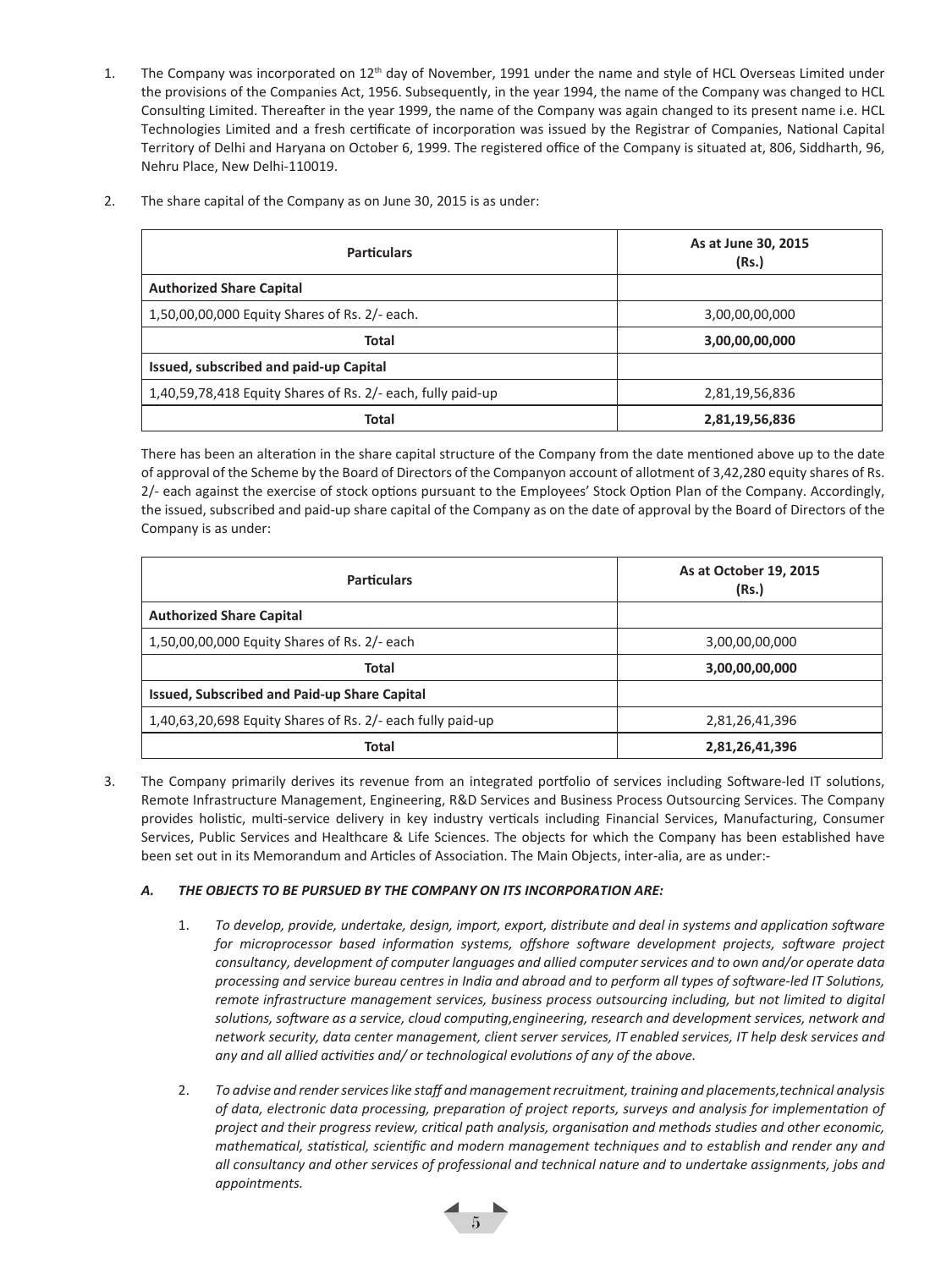1. The Company was incorporated on 12th day of November, 1991 under the name and style of HCL Overseas Limited under the provisions of the Companies Act, 1956. Subsequently, in the year 1994, the name of the Company was changed to HCL Consulting Limited. Thereafter in the year 1999, the name of the Company was again changed to its present name i.e. HCL Technologies Limited and a fresh certificate of incorporation was issued by the Registrar of Companies, National Capital Territory of Delhi and Haryana on October 6, 1999. The registered office of the Company is situated at, 806, Siddharth, 96, Nehru Place, New Delhi-110019.

2. The share capital of the Company as on June 30, 2015 is as under:

| Particulars | As at June 30, 2015 (Rs.) |
|---|---|
| **Authorized Share Capital** | |
| 1,50,00,00,000 Equity Shares of Rs. 2/- each. | 3,00,00,00,000 |
| **Total** | **3,00,00,00,000** |
| **Issued, subscribed and paid-up Capital** | |
| 1,40,59,78,418 Equity Shares of Rs. 2/- each, fully paid-up | 2,81,19,56,836 |
| **Total** | **2,81,19,56,836** |

There has been an alteration in the share capital structure of the Company from the date mentioned above up to the date of approval of the Scheme by the Board of Directors of the Companyon account of allotment of 3,42,280 equity shares of Rs. 2/- each against the exercise of stock options pursuant to the Employees' Stock Option Plan of the Company. Accordingly, the issued, subscribed and paid-up share capital of the Company as on the date of approval by the Board of Directors of the Company is as under:

| Particulars | As at October 19, 2015 (Rs.) |
|---|---|
| **Authorized Share Capital** | |
| 1,50,00,00,000 Equity Shares of Rs. 2/- each | 3,00,00,00,000 |
| **Total** | **3,00,00,00,000** |
| **Issued, Subscribed and Paid-up Share Capital** | |
| 1,40,63,20,698 Equity Shares of Rs. 2/- each fully paid-up | 2,81,26,41,396 |
| **Total** | **2,81,26,41,396** |

3. The Company primarily derives its revenue from an integrated portfolio of services including Software-led IT solutions, Remote Infrastructure Management, Engineering, R&D Services and Business Process Outsourcing Services. The Company provides holistic, multi-service delivery in key industry verticals including Financial Services, Manufacturing, Consumer Services, Public Services and Healthcare & Life Sciences. The objects for which the Company has been established have been set out in its Memorandum and Articles of Association. The Main Objects, inter-alia, are as under:-

   ***A. THE OBJECTS TO BE PURSUED BY THE COMPANY ON ITS INCORPORATION ARE:***

   1. *To develop, provide, undertake, design, import, export, distribute and deal in systems and application software for microprocessor based information systems, offshore software development projects, software project consultancy, development of computer languages and allied computer services and to own and/or operate data processing and service bureau centres in India and abroad and to perform all types of software-led IT Solutions, remote infrastructure management services, business process outsourcing including, but not limited to digital solutions, software as a service, cloud computing,engineering, research and development services, network and network security, data center management, client server services, IT enabled services, IT help desk services and any and all allied activities and/ or technological evolutions of any of the above.*

   2. *To advise and render services like staff and management recruitment, training and placements,technical analysis of data, electronic data processing, preparation of project reports, surveys and analysis for implementation of project and their progress review, critical path analysis, organisation and methods studies and other economic, mathematical, statistical, scientific and modern management techniques and to establish and render any and all consultancy and other services of professional and technical nature and to undertake assignments, jobs and appointments.*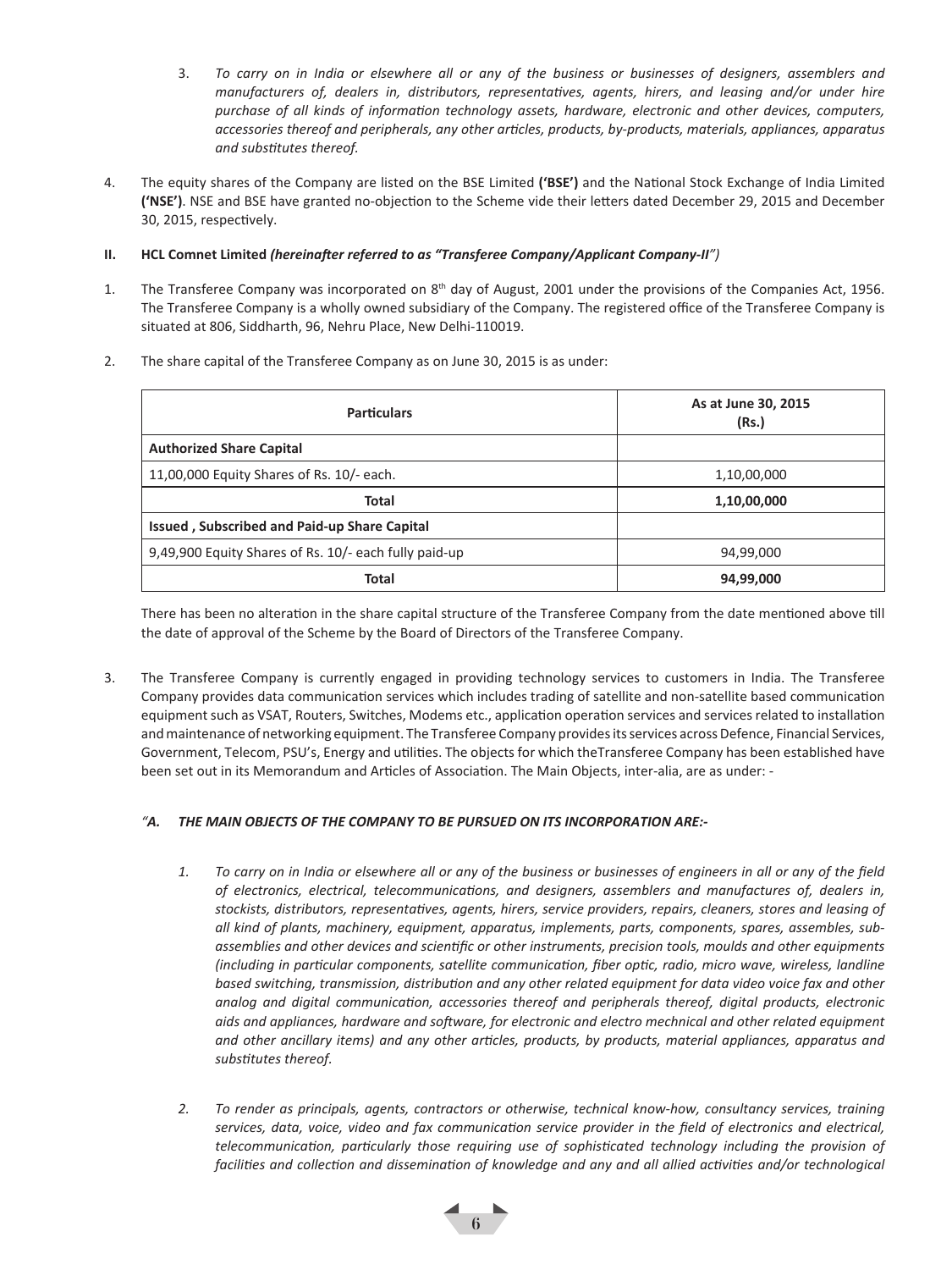3. *To carry on in India or elsewhere all or any of the business or businesses of designers, assemblers and manufacturers of, dealers in, distributors, representatives, agents, hirers, and leasing and/or under hire purchase of all kinds of information technology assets, hardware, electronic and other devices, computers, accessories thereof and peripherals, any other articles, products, by-products, materials, appliances, apparatus and substitutes thereof.*

4. The equity shares of the Company are listed on the BSE Limited **('BSE')** and the National Stock Exchange of India Limited **('NSE')**. NSE and BSE have granted no-objection to the Scheme vide their letters dated December 29, 2015 and December 30, 2015, respectively.

**II. HCL Comnet Limited** ***(hereinafter referred to as "Transferee Company/Applicant Company-II")***

1. The Transferee Company was incorporated on 8th day of August, 2001 under the provisions of the Companies Act, 1956. The Transferee Company is a wholly owned subsidiary of the Company. The registered office of the Transferee Company is situated at 806, Siddharth, 96, Nehru Place, New Delhi-110019.

2. The share capital of the Transferee Company as on June 30, 2015 is as under:

| Particulars | As at June 30, 2015 (Rs.) |
|---|---|
| **Authorized Share Capital** | |
| 11,00,000 Equity Shares of Rs. 10/- each. | 1,10,00,000 |
| **Total** | **1,10,00,000** |
| **Issued , Subscribed and Paid-up Share Capital** | |
| 9,49,900 Equity Shares of Rs. 10/- each fully paid-up | 94,99,000 |
| **Total** | **94,99,000** |

There has been no alteration in the share capital structure of the Transferee Company from the date mentioned above till the date of approval of the Scheme by the Board of Directors of the Transferee Company.

3. The Transferee Company is currently engaged in providing technology services to customers in India. The Transferee Company provides data communication services which includes trading of satellite and non-satellite based communication equipment such as VSAT, Routers, Switches, Modems etc., application operation services and services related to installation and maintenance of networking equipment. The Transferee Company provides its services across Defence, Financial Services, Government, Telecom, PSU's, Energy and utilities. The objects for which theTransferee Company has been established have been set out in its Memorandum and Articles of Association. The Main Objects, inter-alia, are as under: -

***"A. THE MAIN OBJECTS OF THE COMPANY TO BE PURSUED ON ITS INCORPORATION ARE:-***

1. *To carry on in India or elsewhere all or any of the business or businesses of engineers in all or any of the field of electronics, electrical, telecommunications, and designers, assemblers and manufactures of, dealers in, stockists, distributors, representatives, agents, hirers, service providers, repairs, cleaners, stores and leasing of all kind of plants, machinery, equipment, apparatus, implements, parts, components, spares, assembles, sub-assemblies and other devices and scientific or other instruments, precision tools, moulds and other equipments (including in particular components, satellite communication, fiber optic, radio, micro wave, wireless, landline based switching, transmission, distribution and any other related equipment for data video voice fax and other analog and digital communication, accessories thereof and peripherals thereof, digital products, electronic aids and appliances, hardware and software, for electronic and electro mechnical and other related equipment and other ancillary items) and any other articles, products, by products, material appliances, apparatus and substitutes thereof.*

2. *To render as principals, agents, contractors or otherwise, technical know-how, consultancy services, training services, data, voice, video and fax communication service provider in the field of electronics and electrical, telecommunication, particularly those requiring use of sophisticated technology including the provision of facilities and collection and dissemination of knowledge and any and all allied activities and/or technological*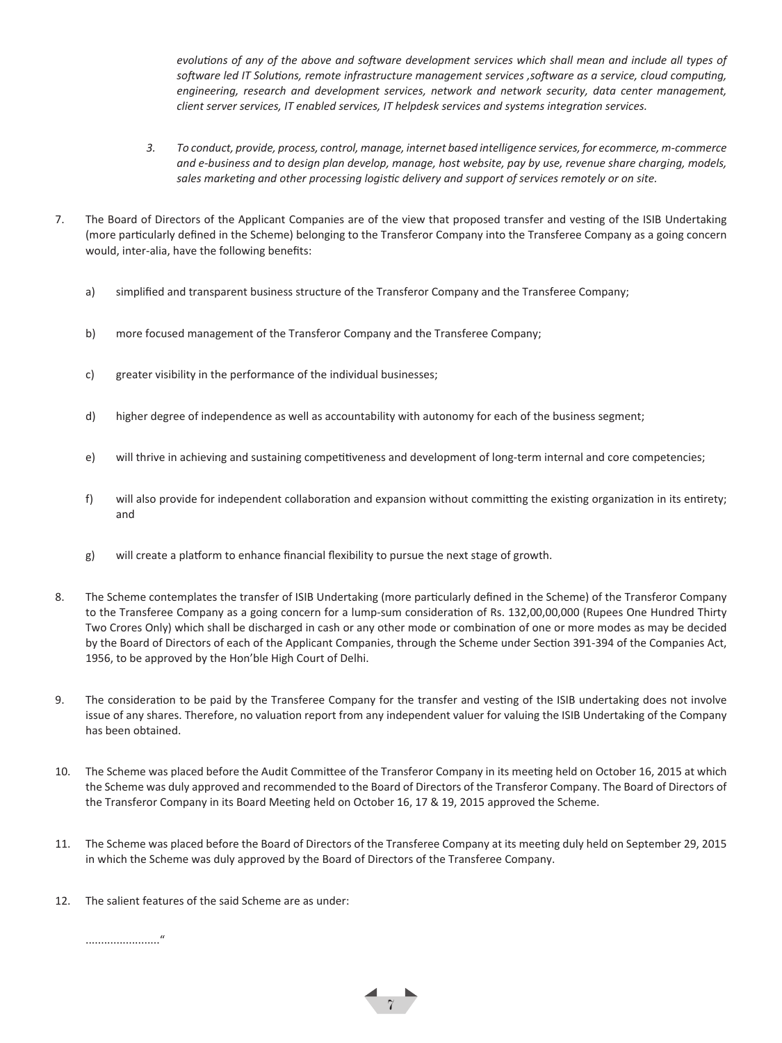*evolutions of any of the above and software development services which shall mean and include all types of software led IT Solutions, remote infrastructure management services ,software as a service, cloud computing, engineering, research and development services, network and network security, data center management, client server services, IT enabled services, IT helpdesk services and systems integration services.*

3. *To conduct, provide, process, control, manage, internet based intelligence services, for ecommerce, m-commerce and e-business and to design plan develop, manage, host website, pay by use, revenue share charging, models, sales marketing and other processing logistic delivery and support of services remotely or on site.*

7. The Board of Directors of the Applicant Companies are of the view that proposed transfer and vesting of the ISIB Undertaking (more particularly defined in the Scheme) belonging to the Transferor Company into the Transferee Company as a going concern would, inter-alia, have the following benefits:

   a) simplified and transparent business structure of the Transferor Company and the Transferee Company;

   b) more focused management of the Transferor Company and the Transferee Company;

   c) greater visibility in the performance of the individual businesses;

   d) higher degree of independence as well as accountability with autonomy for each of the business segment;

   e) will thrive in achieving and sustaining competitiveness and development of long-term internal and core competencies;

   f) will also provide for independent collaboration and expansion without committing the existing organization in its entirety; and

   g) will create a platform to enhance financial flexibility to pursue the next stage of growth.

8. The Scheme contemplates the transfer of ISIB Undertaking (more particularly defined in the Scheme) of the Transferor Company to the Transferee Company as a going concern for a lump-sum consideration of Rs. 132,00,00,000 (Rupees One Hundred Thirty Two Crores Only) which shall be discharged in cash or any other mode or combination of one or more modes as may be decided by the Board of Directors of each of the Applicant Companies, through the Scheme under Section 391-394 of the Companies Act, 1956, to be approved by the Hon'ble High Court of Delhi.

9. The consideration to be paid by the Transferee Company for the transfer and vesting of the ISIB undertaking does not involve issue of any shares. Therefore, no valuation report from any independent valuer for valuing the ISIB Undertaking of the Company has been obtained.

10. The Scheme was placed before the Audit Committee of the Transferor Company in its meeting held on October 16, 2015 at which the Scheme was duly approved and recommended to the Board of Directors of the Transferor Company. The Board of Directors of the Transferor Company in its Board Meeting held on October 16, 17 & 19, 2015 approved the Scheme.

11. The Scheme was placed before the Board of Directors of the Transferee Company at its meeting duly held on September 29, 2015 in which the Scheme was duly approved by the Board of Directors of the Transferee Company.

12. The salient features of the said Scheme are as under:

   ........................"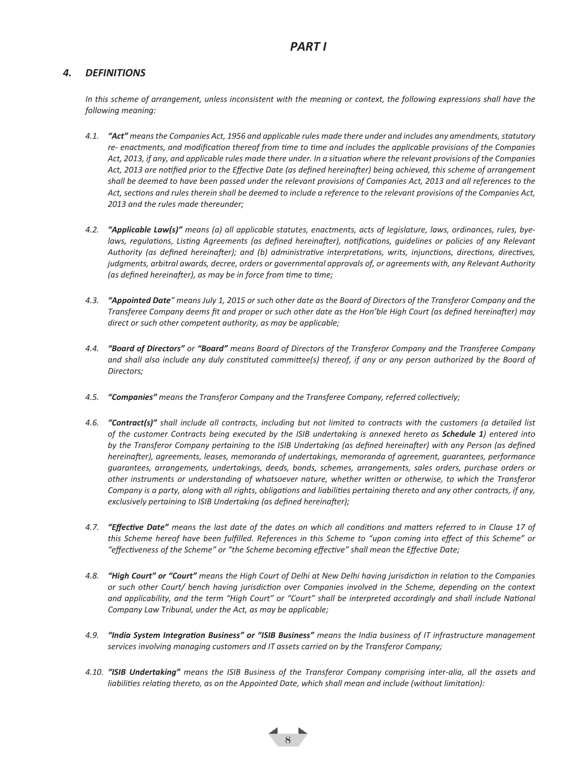# *PART I*

## *4. DEFINITIONS*

*In this scheme of arrangement, unless inconsistent with the meaning or context, the following expressions shall have the following meaning:*

*4.1. **"Act"** means the Companies Act, 1956 and applicable rules made there under and includes any amendments, statutory re- enactments, and modification thereof from time to time and includes the applicable provisions of the Companies Act, 2013, if any, and applicable rules made there under. In a situation where the relevant provisions of the Companies Act, 2013 are notified prior to the Effective Date (as defined hereinafter) being achieved, this scheme of arrangement shall be deemed to have been passed under the relevant provisions of Companies Act, 2013 and all references to the Act, sections and rules therein shall be deemed to include a reference to the relevant provisions of the Companies Act, 2013 and the rules made thereunder;*

*4.2. **"Applicable Law(s)"** means (a) all applicable statutes, enactments, acts of legislature, laws, ordinances, rules, bye-laws, regulations, Listing Agreements (as defined hereinafter), notifications, guidelines or policies of any Relevant Authority (as defined hereinafter); and (b) administrative interpretations, writs, injunctions, directions, directives, judgments, arbitral awards, decree, orders or governmental approvals of, or agreements with, any Relevant Authority (as defined hereinafter), as may be in force from time to time;*

*4.3. **"Appointed Date"** means July 1, 2015 or such other date as the Board of Directors of the Transferor Company and the Transferee Company deems fit and proper or such other date as the Hon'ble High Court (as defined hereinafter) may direct or such other competent authority, as may be applicable;*

*4.4. **"Board of Directors"** or **"Board"** means Board of Directors of the Transferor Company and the Transferee Company and shall also include any duly constituted committee(s) thereof, if any or any person authorized by the Board of Directors;*

*4.5. **"Companies"** means the Transferor Company and the Transferee Company, referred collectively;*

*4.6. **"Contract(s)"** shall include all contracts, including but not limited to contracts with the customers (a detailed list of the customer Contracts being executed by the ISIB undertaking is annexed hereto as **Schedule 1**) entered into by the Transferor Company pertaining to the ISIB Undertaking (as defined hereinafter) with any Person (as defined hereinafter), agreements, leases, memoranda of undertakings, memoranda of agreement, guarantees, performance guarantees, arrangements, undertakings, deeds, bonds, schemes, arrangements, sales orders, purchase orders or other instruments or understanding of whatsoever nature, whether written or otherwise, to which the Transferor Company is a party, along with all rights, obligations and liabilities pertaining thereto and any other contracts, if any, exclusively pertaining to ISIB Undertaking (as defined hereinafter);*

*4.7. **"Effective Date"** means the last date of the dates on which all conditions and matters referred to in Clause 17 of this Scheme hereof have been fulfilled. References in this Scheme to "upon coming into effect of this Scheme" or "effectiveness of the Scheme" or "the Scheme becoming effective" shall mean the Effective Date;*

*4.8. **"High Court" or "Court"** means the High Court of Delhi at New Delhi having jurisdiction in relation to the Companies or such other Court/ bench having jurisdiction over Companies involved in the Scheme, depending on the context and applicability, and the term "High Court" or "Court" shall be interpreted accordingly and shall include National Company Law Tribunal, under the Act, as may be applicable;*

*4.9. **"India System Integration Business" or "ISIB Business"** means the India business of IT infrastructure management services involving managing customers and IT assets carried on by the Transferor Company;*

*4.10. **"ISIB Undertaking"** means the ISIB Business of the Transferor Company comprising inter-alia, all the assets and liabilities relating thereto, as on the Appointed Date, which shall mean and include (without limitation):*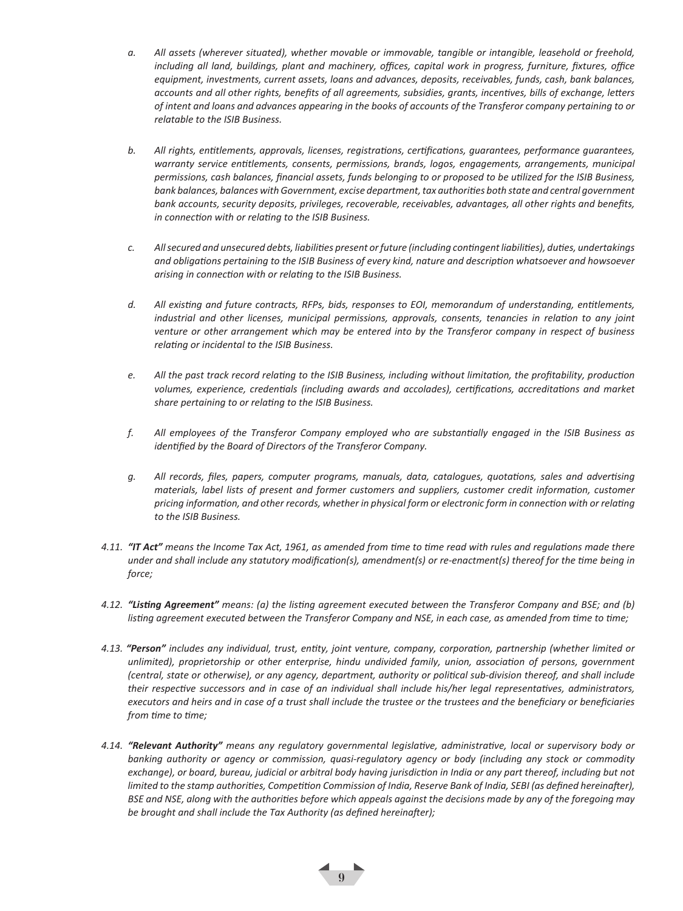*a. All assets (wherever situated), whether movable or immovable, tangible or intangible, leasehold or freehold, including all land, buildings, plant and machinery, offices, capital work in progress, furniture, fixtures, office equipment, investments, current assets, loans and advances, deposits, receivables, funds, cash, bank balances, accounts and all other rights, benefits of all agreements, subsidies, grants, incentives, bills of exchange, letters of intent and loans and advances appearing in the books of accounts of the Transferor company pertaining to or relatable to the ISIB Business.*

*b. All rights, entitlements, approvals, licenses, registrations, certifications, guarantees, performance guarantees, warranty service entitlements, consents, permissions, brands, logos, engagements, arrangements, municipal permissions, cash balances, financial assets, funds belonging to or proposed to be utilized for the ISIB Business, bank balances, balances with Government, excise department, tax authorities both state and central government bank accounts, security deposits, privileges, recoverable, receivables, advantages, all other rights and benefits, in connection with or relating to the ISIB Business.*

*c. All secured and unsecured debts, liabilities present or future (including contingent liabilities), duties, undertakings and obligations pertaining to the ISIB Business of every kind, nature and description whatsoever and howsoever arising in connection with or relating to the ISIB Business.*

*d. All existing and future contracts, RFPs, bids, responses to EOI, memorandum of understanding, entitlements, industrial and other licenses, municipal permissions, approvals, consents, tenancies in relation to any joint venture or other arrangement which may be entered into by the Transferor company in respect of business relating or incidental to the ISIB Business.*

*e. All the past track record relating to the ISIB Business, including without limitation, the profitability, production volumes, experience, credentials (including awards and accolades), certifications, accreditations and market share pertaining to or relating to the ISIB Business.*

*f. All employees of the Transferor Company employed who are substantially engaged in the ISIB Business as identified by the Board of Directors of the Transferor Company.*

*g. All records, files, papers, computer programs, manuals, data, catalogues, quotations, sales and advertising materials, label lists of present and former customers and suppliers, customer credit information, customer pricing information, and other records, whether in physical form or electronic form in connection with or relating to the ISIB Business.*

*4.11. **"IT Act"** means the Income Tax Act, 1961, as amended from time to time read with rules and regulations made there under and shall include any statutory modification(s), amendment(s) or re-enactment(s) thereof for the time being in force;*

*4.12. **"Listing Agreement"** means: (a) the listing agreement executed between the Transferor Company and BSE; and (b) listing agreement executed between the Transferor Company and NSE, in each case, as amended from time to time;*

*4.13. **"Person"** includes any individual, trust, entity, joint venture, company, corporation, partnership (whether limited or unlimited), proprietorship or other enterprise, hindu undivided family, union, association of persons, government (central, state or otherwise), or any agency, department, authority or political sub-division thereof, and shall include their respective successors and in case of an individual shall include his/her legal representatives, administrators, executors and heirs and in case of a trust shall include the trustee or the trustees and the beneficiary or beneficiaries from time to time;*

*4.14. **"Relevant Authority"** means any regulatory governmental legislative, administrative, local or supervisory body or banking authority or agency or commission, quasi-regulatory agency or body (including any stock or commodity exchange), or board, bureau, judicial or arbitral body having jurisdiction in India or any part thereof, including but not limited to the stamp authorities, Competition Commission of India, Reserve Bank of India, SEBI (as defined hereinafter), BSE and NSE, along with the authorities before which appeals against the decisions made by any of the foregoing may be brought and shall include the Tax Authority (as defined hereinafter);*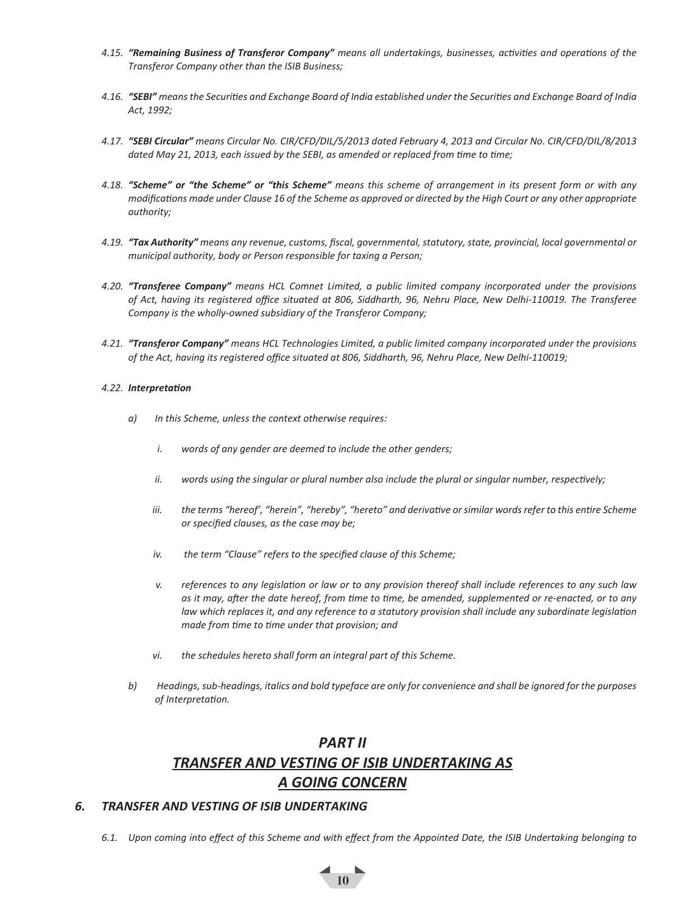*4.15. **"Remaining Business of Transferor Company"** means all undertakings, businesses, activities and operations of the Transferor Company other than the ISIB Business;*

*4.16. **"SEBI"** means the Securities and Exchange Board of India established under the Securities and Exchange Board of India Act, 1992;*

*4.17. **"SEBI Circular"** means Circular No. CIR/CFD/DIL/5/2013 dated February 4, 2013 and Circular No. CIR/CFD/DIL/8/2013 dated May 21, 2013, each issued by the SEBI, as amended or replaced from time to time;*

*4.18. **"Scheme" or "the Scheme" or "this Scheme"** means this scheme of arrangement in its present form or with any modifications made under Clause 16 of the Scheme as approved or directed by the High Court or any other appropriate authority;*

*4.19. **"Tax Authority"** means any revenue, customs, fiscal, governmental, statutory, state, provincial, local governmental or municipal authority, body or Person responsible for taxing a Person;*

*4.20. **"Transferee Company"** means HCL Comnet Limited, a public limited company incorporated under the provisions of Act, having its registered office situated at 806, Siddharth, 96, Nehru Place, New Delhi-110019. The Transferee Company is the wholly-owned subsidiary of the Transferor Company;*

*4.21. **"Transferor Company"** means HCL Technologies Limited, a public limited company incorporated under the provisions of the Act, having its registered office situated at 806, Siddharth, 96, Nehru Place, New Delhi-110019;*

*4.22. **Interpretation***

*a) In this Scheme, unless the context otherwise requires:*

*i. words of any gender are deemed to include the other genders;*

*ii. words using the singular or plural number also include the plural or singular number, respectively;*

*iii. the terms "hereof', "herein", "hereby", "hereto" and derivative or similar words refer to this entire Scheme or specified clauses, as the case may be;*

*iv. the term "Clause" refers to the specified clause of this Scheme;*

*v. references to any legislation or law or to any provision thereof shall include references to any such law as it may, after the date hereof, from time to time, be amended, supplemented or re-enacted, or to any law which replaces it, and any reference to a statutory provision shall include any subordinate legislation made from time to time under that provision; and*

*vi. the schedules hereto shall form an integral part of this Scheme.*

*b) Headings, sub-headings, italics and bold typeface are only for convenience and shall be ignored for the purposes of Interpretation.*

## *PART II*
## *TRANSFER AND VESTING OF ISIB UNDERTAKING AS A GOING CONCERN*

### *6. TRANSFER AND VESTING OF ISIB UNDERTAKING*

*6.1. Upon coming into effect of this Scheme and with effect from the Appointed Date, the ISIB Undertaking belonging to*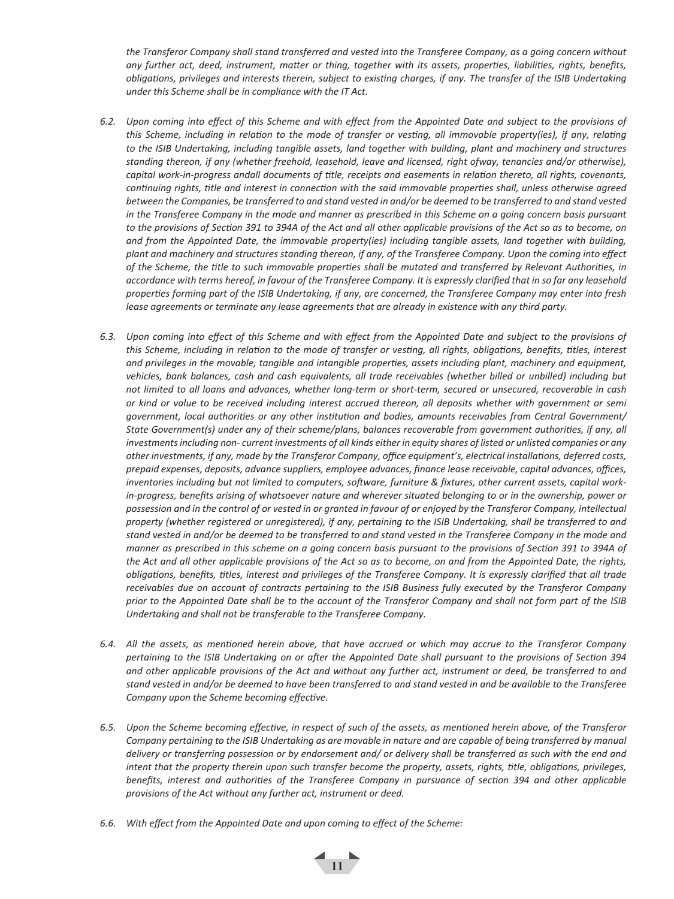*the Transferor Company shall stand transferred and vested into the Transferee Company, as a going concern without any further act, deed, instrument, matter or thing, together with its assets, properties, liabilities, rights, benefits, obligations, privileges and interests therein, subject to existing charges, if any. The transfer of the ISIB Undertaking under this Scheme shall be in compliance with the IT Act.*

*6.2. Upon coming into effect of this Scheme and with effect from the Appointed Date and subject to the provisions of this Scheme, including in relation to the mode of transfer or vesting, all immovable property(ies), if any, relating to the ISIB Undertaking, including tangible assets, land together with building, plant and machinery and structures standing thereon, if any (whether freehold, leasehold, leave and licensed, right ofway, tenancies and/or otherwise), capital work-in-progress andall documents of title, receipts and easements in relation thereto, all rights, covenants, continuing rights, title and interest in connection with the said immovable properties shall, unless otherwise agreed between the Companies, be transferred to and stand vested in and/or be deemed to be transferred to and stand vested in the Transferee Company in the mode and manner as prescribed in this Scheme on a going concern basis pursuant to the provisions of Section 391 to 394A of the Act and all other applicable provisions of the Act so as to become, on and from the Appointed Date, the immovable property(ies) including tangible assets, land together with building, plant and machinery and structures standing thereon, if any, of the Transferee Company. Upon the coming into effect of the Scheme, the title to such immovable properties shall be mutated and transferred by Relevant Authorities, in accordance with terms hereof, in favour of the Transferee Company. It is expressly clarified that in so far any leasehold properties forming part of the ISIB Undertaking, if any, are concerned, the Transferee Company may enter into fresh lease agreements or terminate any lease agreements that are already in existence with any third party.*

*6.3. Upon coming into effect of this Scheme and with effect from the Appointed Date and subject to the provisions of this Scheme, including in relation to the mode of transfer or vesting, all rights, obligations, benefits, titles, interest and privileges in the movable, tangible and intangible properties, assets including plant, machinery and equipment, vehicles, bank balances, cash and cash equivalents, all trade receivables (whether billed or unbilled) including but not limited to all loans and advances, whether long-term or short-term, secured or unsecured, recoverable in cash or kind or value to be received including interest accrued thereon, all deposits whether with government or semi government, local authorities or any other institution and bodies, amounts receivables from Central Government/ State Government(s) under any of their scheme/plans, balances recoverable from government authorities, if any, all investments including non- current investments of all kinds either in equity shares of listed or unlisted companies or any other investments, if any, made by the Transferor Company, office equipment's, electrical installations, deferred costs, prepaid expenses, deposits, advance suppliers, employee advances, finance lease receivable, capital advances, offices, inventories including but not limited to computers, software, furniture & fixtures, other current assets, capital work-in-progress, benefits arising of whatsoever nature and wherever situated belonging to or in the ownership, power or possession and in the control of or vested in or granted in favour of or enjoyed by the Transferor Company, intellectual property (whether registered or unregistered), if any, pertaining to the ISIB Undertaking, shall be transferred to and stand vested in and/or be deemed to be transferred to and stand vested in the Transferee Company in the mode and manner as prescribed in this scheme on a going concern basis pursuant to the provisions of Section 391 to 394A of the Act and all other applicable provisions of the Act so as to become, on and from the Appointed Date, the rights, obligations, benefits, titles, interest and privileges of the Transferee Company. It is expressly clarified that all trade receivables due on account of contracts pertaining to the ISIB Business fully executed by the Transferor Company prior to the Appointed Date shall be to the account of the Transferor Company and shall not form part of the ISIB Undertaking and shall not be transferable to the Transferee Company.*

*6.4. All the assets, as mentioned herein above, that have accrued or which may accrue to the Transferor Company pertaining to the ISIB Undertaking on or after the Appointed Date shall pursuant to the provisions of Section 394 and other applicable provisions of the Act and without any further act, instrument or deed, be transferred to and stand vested in and/or be deemed to have been transferred to and stand vested in and be available to the Transferee Company upon the Scheme becoming effective.*

*6.5. Upon the Scheme becoming effective, in respect of such of the assets, as mentioned herein above, of the Transferor Company pertaining to the ISIB Undertaking as are movable in nature and are capable of being transferred by manual delivery or transferring possession or by endorsement and/ or delivery shall be transferred as such with the end and intent that the property therein upon such transfer become the property, assets, rights, title, obligations, privileges, benefits, interest and authorities of the Transferee Company in pursuance of section 394 and other applicable provisions of the Act without any further act, instrument or deed.*

*6.6. With effect from the Appointed Date and upon coming to effect of the Scheme:*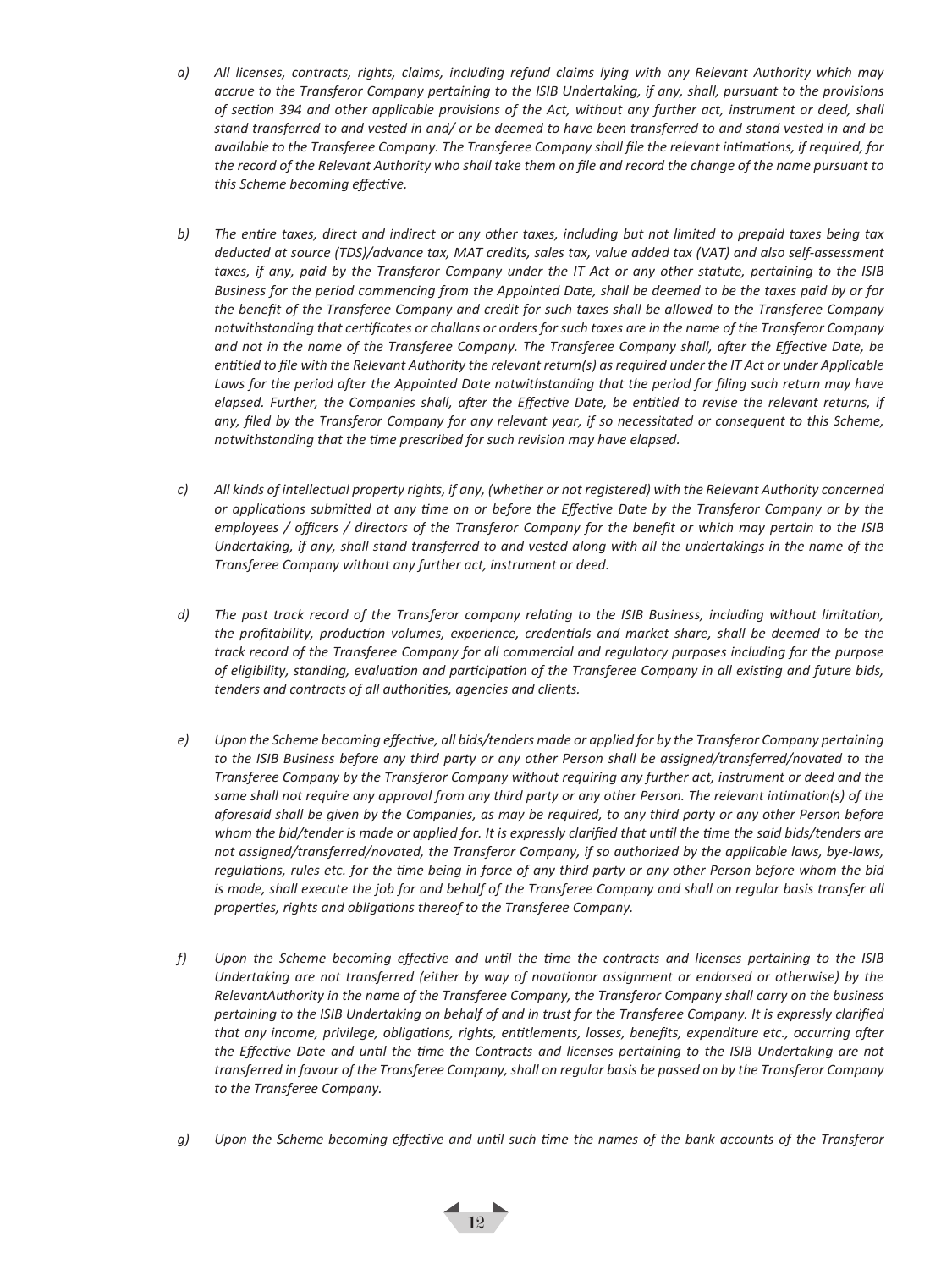a) *All licenses, contracts, rights, claims, including refund claims lying with any Relevant Authority which may accrue to the Transferor Company pertaining to the ISIB Undertaking, if any, shall, pursuant to the provisions of section 394 and other applicable provisions of the Act, without any further act, instrument or deed, shall stand transferred to and vested in and/ or be deemed to have been transferred to and stand vested in and be available to the Transferee Company. The Transferee Company shall file the relevant intimations, if required, for the record of the Relevant Authority who shall take them on file and record the change of the name pursuant to this Scheme becoming effective.*

b) *The entire taxes, direct and indirect or any other taxes, including but not limited to prepaid taxes being tax deducted at source (TDS)/advance tax, MAT credits, sales tax, value added tax (VAT) and also self-assessment taxes, if any, paid by the Transferor Company under the IT Act or any other statute, pertaining to the ISIB Business for the period commencing from the Appointed Date, shall be deemed to be the taxes paid by or for the benefit of the Transferee Company and credit for such taxes shall be allowed to the Transferee Company notwithstanding that certificates or challans or orders for such taxes are in the name of the Transferor Company and not in the name of the Transferee Company. The Transferee Company shall, after the Effective Date, be entitled to file with the Relevant Authority the relevant return(s) as required under the IT Act or under Applicable Laws for the period after the Appointed Date notwithstanding that the period for filing such return may have elapsed. Further, the Companies shall, after the Effective Date, be entitled to revise the relevant returns, if any, filed by the Transferor Company for any relevant year, if so necessitated or consequent to this Scheme, notwithstanding that the time prescribed for such revision may have elapsed.*

c) *All kinds of intellectual property rights, if any, (whether or not registered) with the Relevant Authority concerned or applications submitted at any time on or before the Effective Date by the Transferor Company or by the employees / officers / directors of the Transferor Company for the benefit or which may pertain to the ISIB Undertaking, if any, shall stand transferred to and vested along with all the undertakings in the name of the Transferee Company without any further act, instrument or deed.*

d) *The past track record of the Transferor company relating to the ISIB Business, including without limitation, the profitability, production volumes, experience, credentials and market share, shall be deemed to be the track record of the Transferee Company for all commercial and regulatory purposes including for the purpose of eligibility, standing, evaluation and participation of the Transferee Company in all existing and future bids, tenders and contracts of all authorities, agencies and clients.*

e) *Upon the Scheme becoming effective, all bids/tenders made or applied for by the Transferor Company pertaining to the ISIB Business before any third party or any other Person shall be assigned/transferred/novated to the Transferee Company by the Transferor Company without requiring any further act, instrument or deed and the same shall not require any approval from any third party or any other Person. The relevant intimation(s) of the aforesaid shall be given by the Companies, as may be required, to any third party or any other Person before whom the bid/tender is made or applied for. It is expressly clarified that until the time the said bids/tenders are not assigned/transferred/novated, the Transferor Company, if so authorized by the applicable laws, bye-laws, regulations, rules etc. for the time being in force of any third party or any other Person before whom the bid is made, shall execute the job for and behalf of the Transferee Company and shall on regular basis transfer all properties, rights and obligations thereof to the Transferee Company.*

f) *Upon the Scheme becoming effective and until the time the contracts and licenses pertaining to the ISIB Undertaking are not transferred (either by way of novationor assignment or endorsed or otherwise) by the RelevantAuthority in the name of the Transferee Company, the Transferor Company shall carry on the business pertaining to the ISIB Undertaking on behalf of and in trust for the Transferee Company. It is expressly clarified that any income, privilege, obligations, rights, entitlements, losses, benefits, expenditure etc., occurring after the Effective Date and until the time the Contracts and licenses pertaining to the ISIB Undertaking are not transferred in favour of the Transferee Company, shall on regular basis be passed on by the Transferor Company to the Transferee Company.*

g) *Upon the Scheme becoming effective and until such time the names of the bank accounts of the Transferor*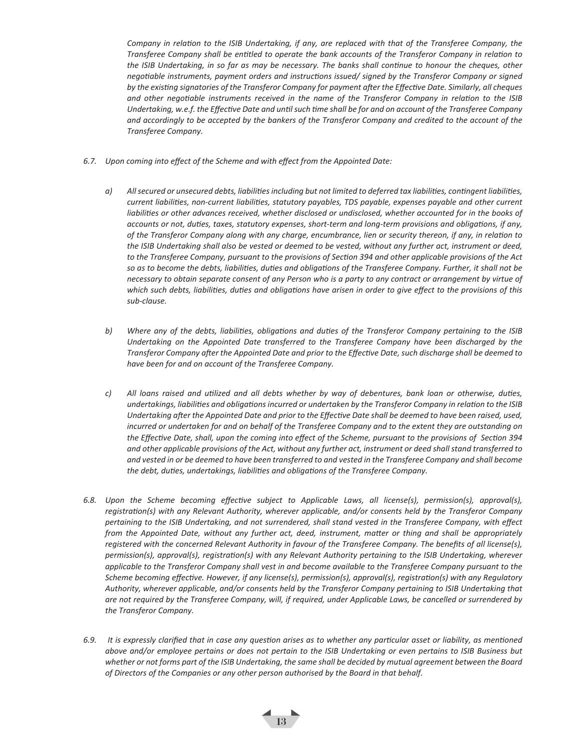*Company in relation to the ISIB Undertaking, if any, are replaced with that of the Transferee Company, the Transferee Company shall be entitled to operate the bank accounts of the Transferor Company in relation to the ISIB Undertaking, in so far as may be necessary. The banks shall continue to honour the cheques, other negotiable instruments, payment orders and instructions issued/ signed by the Transferor Company or signed by the existing signatories of the Transferor Company for payment after the Effective Date. Similarly, all cheques and other negotiable instruments received in the name of the Transferor Company in relation to the ISIB Undertaking, w.e.f. the Effective Date and until such time shall be for and on account of the Transferee Company and accordingly to be accepted by the bankers of the Transferor Company and credited to the account of the Transferee Company.*

*6.7. Upon coming into effect of the Scheme and with effect from the Appointed Date:*

*a) All secured or unsecured debts, liabilities including but not limited to deferred tax liabilities, contingent liabilities, current liabilities, non-current liabilities, statutory payables, TDS payable, expenses payable and other current liabilities or other advances received, whether disclosed or undisclosed, whether accounted for in the books of accounts or not, duties, taxes, statutory expenses, short-term and long-term provisions and obligations, if any, of the Transferor Company along with any charge, encumbrance, lien or security thereon, if any, in relation to the ISIB Undertaking shall also be vested or deemed to be vested, without any further act, instrument or deed, to the Transferee Company, pursuant to the provisions of Section 394 and other applicable provisions of the Act so as to become the debts, liabilities, duties and obligations of the Transferee Company. Further, it shall not be necessary to obtain separate consent of any Person who is a party to any contract or arrangement by virtue of which such debts, liabilities, duties and obligations have arisen in order to give effect to the provisions of this sub-clause.*

*b) Where any of the debts, liabilities, obligations and duties of the Transferor Company pertaining to the ISIB Undertaking on the Appointed Date transferred to the Transferee Company have been discharged by the Transferor Company after the Appointed Date and prior to the Effective Date, such discharge shall be deemed to have been for and on account of the Transferee Company.*

*c) All loans raised and utilized and all debts whether by way of debentures, bank loan or otherwise, duties, undertakings, liabilities and obligations incurred or undertaken by the Transferor Company in relation to the ISIB Undertaking after the Appointed Date and prior to the Effective Date shall be deemed to have been raised, used, incurred or undertaken for and on behalf of the Transferee Company and to the extent they are outstanding on the Effective Date, shall, upon the coming into effect of the Scheme, pursuant to the provisions of Section 394 and other applicable provisions of the Act, without any further act, instrument or deed shall stand transferred to and vested in or be deemed to have been transferred to and vested in the Transferee Company and shall become the debt, duties, undertakings, liabilities and obligations of the Transferee Company.*

*6.8. Upon the Scheme becoming effective subject to Applicable Laws, all license(s), permission(s), approval(s), registration(s) with any Relevant Authority, wherever applicable, and/or consents held by the Transferor Company pertaining to the ISIB Undertaking, and not surrendered, shall stand vested in the Transferee Company, with effect from the Appointed Date, without any further act, deed, instrument, matter or thing and shall be appropriately registered with the concerned Relevant Authority in favour of the Transferee Company. The benefits of all license(s), permission(s), approval(s), registration(s) with any Relevant Authority pertaining to the ISIB Undertaking, wherever applicable to the Transferor Company shall vest in and become available to the Transferee Company pursuant to the Scheme becoming effective. However, if any license(s), permission(s), approval(s), registration(s) with any Regulatory Authority, wherever applicable, and/or consents held by the Transferor Company pertaining to ISIB Undertaking that are not required by the Transferee Company, will, if required, under Applicable Laws, be cancelled or surrendered by the Transferor Company.*

*6.9. It is expressly clarified that in case any question arises as to whether any particular asset or liability, as mentioned above and/or employee pertains or does not pertain to the ISIB Undertaking or even pertains to ISIB Business but whether or not forms part of the ISIB Undertaking, the same shall be decided by mutual agreement between the Board of Directors of the Companies or any other person authorised by the Board in that behalf.*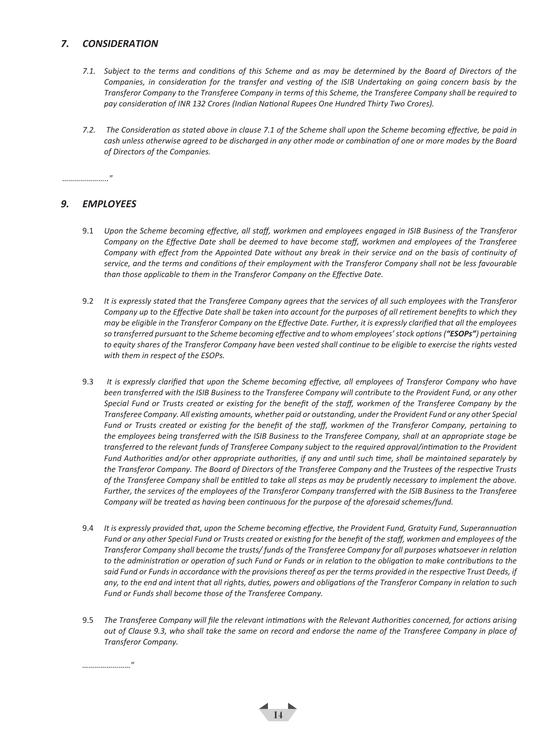## *7. CONSIDERATION*

*7.1. Subject to the terms and conditions of this Scheme and as may be determined by the Board of Directors of the Companies, in consideration for the transfer and vesting of the ISIB Undertaking on going concern basis by the Transferor Company to the Transferee Company in terms of this Scheme, the Transferee Company shall be required to pay consideration of INR 132 Crores (Indian National Rupees One Hundred Thirty Two Crores).*

*7.2. The Consideration as stated above in clause 7.1 of the Scheme shall upon the Scheme becoming effective, be paid in cash unless otherwise agreed to be discharged in any other mode or combination of one or more modes by the Board of Directors of the Companies.*

*………………….."*

## *9. EMPLOYEES*

9.1 *Upon the Scheme becoming effective, all staff, workmen and employees engaged in ISIB Business of the Transferor Company on the Effective Date shall be deemed to have become staff, workmen and employees of the Transferee Company with effect from the Appointed Date without any break in their service and on the basis of continuity of service, and the terms and conditions of their employment with the Transferor Company shall not be less favourable than those applicable to them in the Transferor Company on the Effective Date.*

9.2 *It is expressly stated that the Transferee Company agrees that the services of all such employees with the Transferor Company up to the Effective Date shall be taken into account for the purposes of all retirement benefits to which they may be eligible in the Transferor Company on the Effective Date. Further, it is expressly clarified that all the employees so transferred pursuant to the Scheme becoming effective and to whom employees' stock options (**"ESOPs"**) pertaining to equity shares of the Transferor Company have been vested shall continue to be eligible to exercise the rights vested with them in respect of the ESOPs.*

9.3 *It is expressly clarified that upon the Scheme becoming effective, all employees of Transferor Company who have been transferred with the ISIB Business to the Transferee Company will contribute to the Provident Fund, or any other Special Fund or Trusts created or existing for the benefit of the staff, workmen of the Transferee Company by the Transferee Company. All existing amounts, whether paid or outstanding, under the Provident Fund or any other Special Fund or Trusts created or existing for the benefit of the staff, workmen of the Transferor Company, pertaining to the employees being transferred with the ISIB Business to the Transferee Company, shall at an appropriate stage be transferred to the relevant funds of Transferee Company subject to the required approval/intimation to the Provident Fund Authorities and/or other appropriate authorities, if any and until such time, shall be maintained separately by the Transferor Company. The Board of Directors of the Transferee Company and the Trustees of the respective Trusts of the Transferee Company shall be entitled to take all steps as may be prudently necessary to implement the above. Further, the services of the employees of the Transferor Company transferred with the ISIB Business to the Transferee Company will be treated as having been continuous for the purpose of the aforesaid schemes/fund.*

9.4 *It is expressly provided that, upon the Scheme becoming effective, the Provident Fund, Gratuity Fund, Superannuation Fund or any other Special Fund or Trusts created or existing for the benefit of the staff, workmen and employees of the Transferor Company shall become the trusts/ funds of the Transferee Company for all purposes whatsoever in relation to the administration or operation of such Fund or Funds or in relation to the obligation to make contributions to the said Fund or Funds in accordance with the provisions thereof as per the terms provided in the respective Trust Deeds, if any, to the end and intent that all rights, duties, powers and obligations of the Transferor Company in relation to such Fund or Funds shall become those of the Transferee Company.*

9.5 *The Transferee Company will file the relevant intimations with the Relevant Authorities concerned, for actions arising out of Clause 9.3, who shall take the same on record and endorse the name of the Transferee Company in place of Transferor Company.*

*……………………"*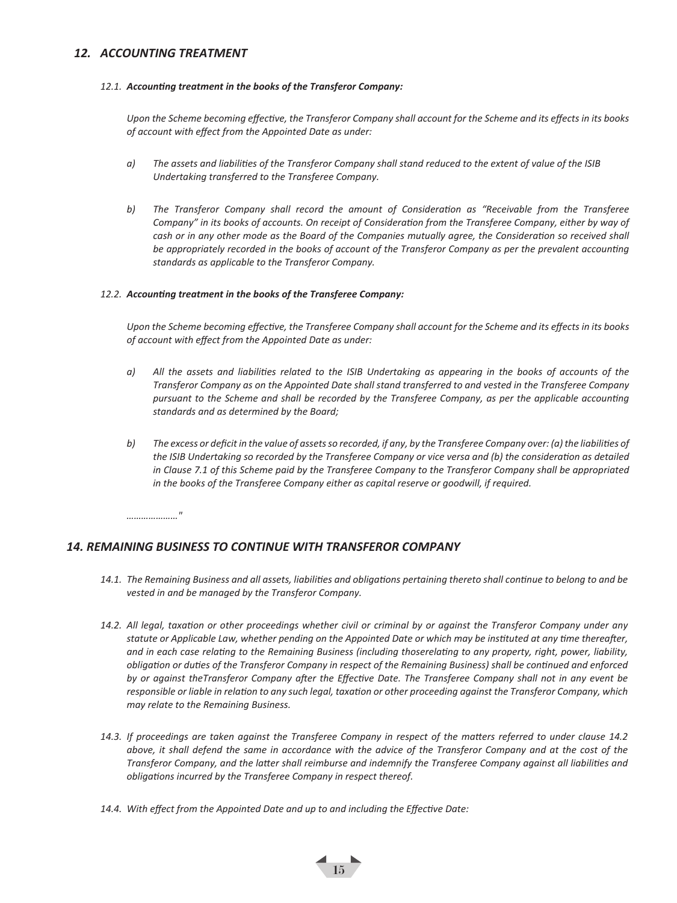## *12. ACCOUNTING TREATMENT*

*12.1. **Accounting treatment in the books of the Transferor Company:***

*Upon the Scheme becoming effective, the Transferor Company shall account for the Scheme and its effects in its books of account with effect from the Appointed Date as under:*

*a) The assets and liabilities of the Transferor Company shall stand reduced to the extent of value of the ISIB Undertaking transferred to the Transferee Company.*

*b) The Transferor Company shall record the amount of Consideration as "Receivable from the Transferee Company" in its books of accounts. On receipt of Consideration from the Transferee Company, either by way of cash or in any other mode as the Board of the Companies mutually agree, the Consideration so received shall be appropriately recorded in the books of account of the Transferor Company as per the prevalent accounting standards as applicable to the Transferor Company.*

*12.2. **Accounting treatment in the books of the Transferee Company:***

*Upon the Scheme becoming effective, the Transferee Company shall account for the Scheme and its effects in its books of account with effect from the Appointed Date as under:*

*a) All the assets and liabilities related to the ISIB Undertaking as appearing in the books of accounts of the Transferor Company as on the Appointed Date shall stand transferred to and vested in the Transferee Company pursuant to the Scheme and shall be recorded by the Transferee Company, as per the applicable accounting standards and as determined by the Board;*

*b) The excess or deficit in the value of assets so recorded, if any, by the Transferee Company over: (a) the liabilities of the ISIB Undertaking so recorded by the Transferee Company or vice versa and (b) the consideration as detailed in Clause 7.1 of this Scheme paid by the Transferee Company to the Transferor Company shall be appropriated in the books of the Transferee Company either as capital reserve or goodwill, if required.*

*…………………"*

## *14. REMAINING BUSINESS TO CONTINUE WITH TRANSFEROR COMPANY*

*14.1. The Remaining Business and all assets, liabilities and obligations pertaining thereto shall continue to belong to and be vested in and be managed by the Transferor Company.*

*14.2. All legal, taxation or other proceedings whether civil or criminal by or against the Transferor Company under any statute or Applicable Law, whether pending on the Appointed Date or which may be instituted at any time thereafter, and in each case relating to the Remaining Business (including thoserelating to any property, right, power, liability, obligation or duties of the Transferor Company in respect of the Remaining Business) shall be continued and enforced by or against theTransferor Company after the Effective Date. The Transferee Company shall not in any event be responsible or liable in relation to any such legal, taxation or other proceeding against the Transferor Company, which may relate to the Remaining Business.*

*14.3. If proceedings are taken against the Transferee Company in respect of the matters referred to under clause 14.2 above, it shall defend the same in accordance with the advice of the Transferor Company and at the cost of the Transferor Company, and the latter shall reimburse and indemnify the Transferee Company against all liabilities and obligations incurred by the Transferee Company in respect thereof.*

*14.4. With effect from the Appointed Date and up to and including the Effective Date:*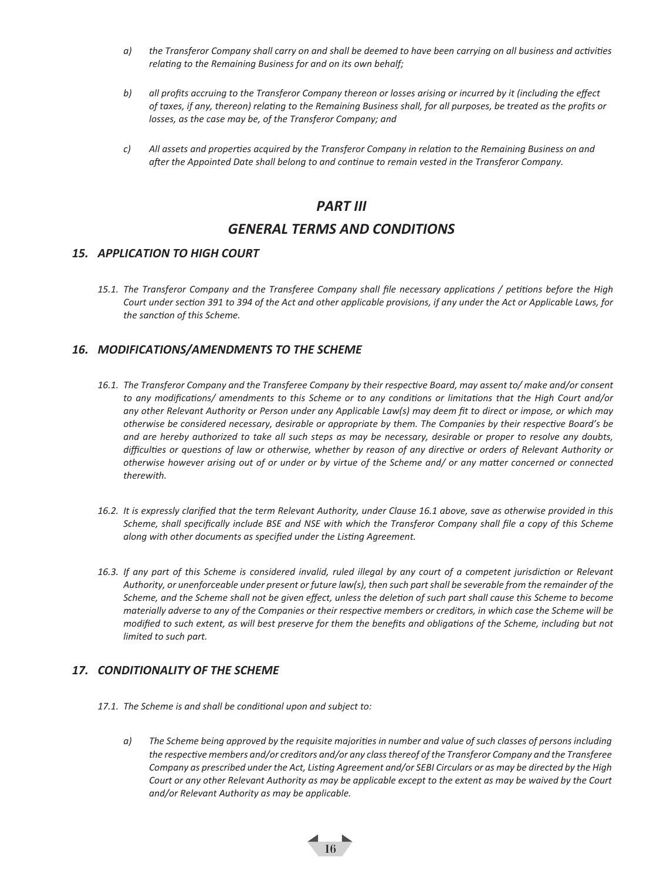*a) the Transferor Company shall carry on and shall be deemed to have been carrying on all business and activities relating to the Remaining Business for and on its own behalf;*

*b) all profits accruing to the Transferor Company thereon or losses arising or incurred by it (including the effect of taxes, if any, thereon) relating to the Remaining Business shall, for all purposes, be treated as the profits or losses, as the case may be, of the Transferor Company; and*

*c) All assets and properties acquired by the Transferor Company in relation to the Remaining Business on and after the Appointed Date shall belong to and continue to remain vested in the Transferor Company.*

# *PART III*

# *GENERAL TERMS AND CONDITIONS*

## *15. APPLICATION TO HIGH COURT*

*15.1. The Transferor Company and the Transferee Company shall file necessary applications / petitions before the High Court under section 391 to 394 of the Act and other applicable provisions, if any under the Act or Applicable Laws, for the sanction of this Scheme.*

## *16. MODIFICATIONS/AMENDMENTS TO THE SCHEME*

*16.1. The Transferor Company and the Transferee Company by their respective Board, may assent to/ make and/or consent to any modifications/ amendments to this Scheme or to any conditions or limitations that the High Court and/or any other Relevant Authority or Person under any Applicable Law(s) may deem fit to direct or impose, or which may otherwise be considered necessary, desirable or appropriate by them. The Companies by their respective Board's be and are hereby authorized to take all such steps as may be necessary, desirable or proper to resolve any doubts, difficulties or questions of law or otherwise, whether by reason of any directive or orders of Relevant Authority or otherwise however arising out of or under or by virtue of the Scheme and/ or any matter concerned or connected therewith.*

*16.2. It is expressly clarified that the term Relevant Authority, under Clause 16.1 above, save as otherwise provided in this Scheme, shall specifically include BSE and NSE with which the Transferor Company shall file a copy of this Scheme along with other documents as specified under the Listing Agreement.*

*16.3. If any part of this Scheme is considered invalid, ruled illegal by any court of a competent jurisdiction or Relevant Authority, or unenforceable under present or future law(s), then such part shall be severable from the remainder of the Scheme, and the Scheme shall not be given effect, unless the deletion of such part shall cause this Scheme to become materially adverse to any of the Companies or their respective members or creditors, in which case the Scheme will be modified to such extent, as will best preserve for them the benefits and obligations of the Scheme, including but not limited to such part.*

## *17. CONDITIONALITY OF THE SCHEME*

*17.1. The Scheme is and shall be conditional upon and subject to:*

*a) The Scheme being approved by the requisite majorities in number and value of such classes of persons including the respective members and/or creditors and/or any class thereof of the Transferor Company and the Transferee Company as prescribed under the Act, Listing Agreement and/or SEBI Circulars or as may be directed by the High Court or any other Relevant Authority as may be applicable except to the extent as may be waived by the Court and/or Relevant Authority as may be applicable.*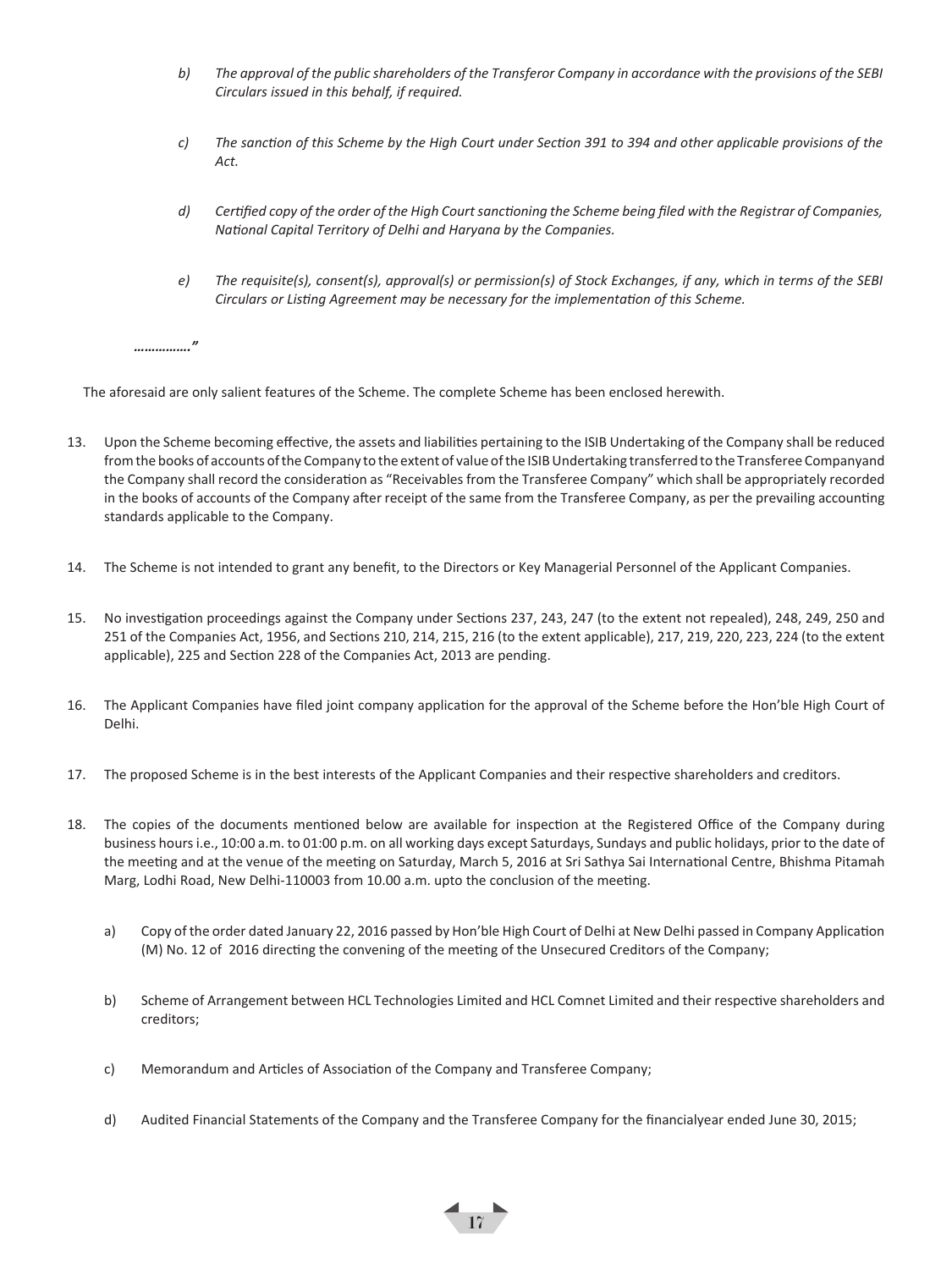*b) The approval of the public shareholders of the Transferor Company in accordance with the provisions of the SEBI Circulars issued in this behalf, if required.*

*c) The sanction of this Scheme by the High Court under Section 391 to 394 and other applicable provisions of the Act.*

*d) Certified copy of the order of the High Court sanctioning the Scheme being filed with the Registrar of Companies, National Capital Territory of Delhi and Haryana by the Companies.*

*e) The requisite(s), consent(s), approval(s) or permission(s) of Stock Exchanges, if any, which in terms of the SEBI Circulars or Listing Agreement may be necessary for the implementation of this Scheme.*

*…………….”*

The aforesaid are only salient features of the Scheme. The complete Scheme has been enclosed herewith.

13. Upon the Scheme becoming effective, the assets and liabilities pertaining to the ISIB Undertaking of the Company shall be reduced from the books of accounts of the Company to the extent of value of the ISIB Undertaking transferred to the Transferee Companyand the Company shall record the consideration as "Receivables from the Transferee Company" which shall be appropriately recorded in the books of accounts of the Company after receipt of the same from the Transferee Company, as per the prevailing accounting standards applicable to the Company.

14. The Scheme is not intended to grant any benefit, to the Directors or Key Managerial Personnel of the Applicant Companies.

15. No investigation proceedings against the Company under Sections 237, 243, 247 (to the extent not repealed), 248, 249, 250 and 251 of the Companies Act, 1956, and Sections 210, 214, 215, 216 (to the extent applicable), 217, 219, 220, 223, 224 (to the extent applicable), 225 and Section 228 of the Companies Act, 2013 are pending.

16. The Applicant Companies have filed joint company application for the approval of the Scheme before the Hon'ble High Court of Delhi.

17. The proposed Scheme is in the best interests of the Applicant Companies and their respective shareholders and creditors.

18. The copies of the documents mentioned below are available for inspection at the Registered Office of the Company during business hours i.e., 10:00 a.m. to 01:00 p.m. on all working days except Saturdays, Sundays and public holidays, prior to the date of the meeting and at the venue of the meeting on Saturday, March 5, 2016 at Sri Sathya Sai International Centre, Bhishma Pitamah Marg, Lodhi Road, New Delhi-110003 from 10.00 a.m. upto the conclusion of the meeting.

    a) Copy of the order dated January 22, 2016 passed by Hon'ble High Court of Delhi at New Delhi passed in Company Application (M) No. 12 of 2016 directing the convening of the meeting of the Unsecured Creditors of the Company;

    b) Scheme of Arrangement between HCL Technologies Limited and HCL Comnet Limited and their respective shareholders and creditors;

    c) Memorandum and Articles of Association of the Company and Transferee Company;

    d) Audited Financial Statements of the Company and the Transferee Company for the financialyear ended June 30, 2015;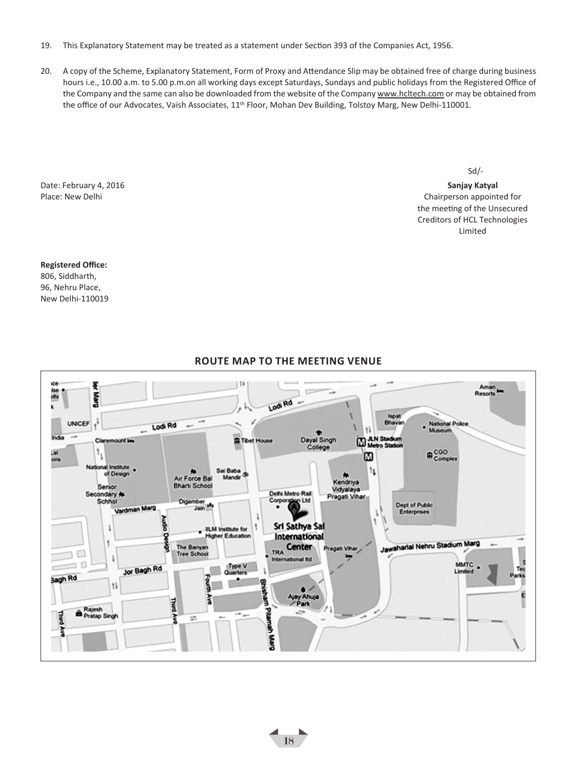19. This Explanatory Statement may be treated as a statement under Section 393 of the Companies Act, 1956.

20. A copy of the Scheme, Explanatory Statement, Form of Proxy and Attendance Slip may be obtained free of charge during business hours i.e., 10.00 a.m. to 5.00 p.m.on all working days except Saturdays, Sundays and public holidays from the Registered Office of the Company and the same can also be downloaded from the website of the Company www.hcltech.com or may be obtained from the office of our Advocates, Vaish Associates, 11th Floor, Mohan Dev Building, Tolstoy Marg, New Delhi-110001.

Sd/-

**Sanjay Katyal**
Chairperson appointed for the meeting of the Unsecured Creditors of HCL Technologies Limited

Date: February 4, 2016
Place: New Delhi

**Registered Office:**
806, Siddharth,
96, Nehru Place,
New Delhi-110019

## ROUTE MAP TO THE MEETING VENUE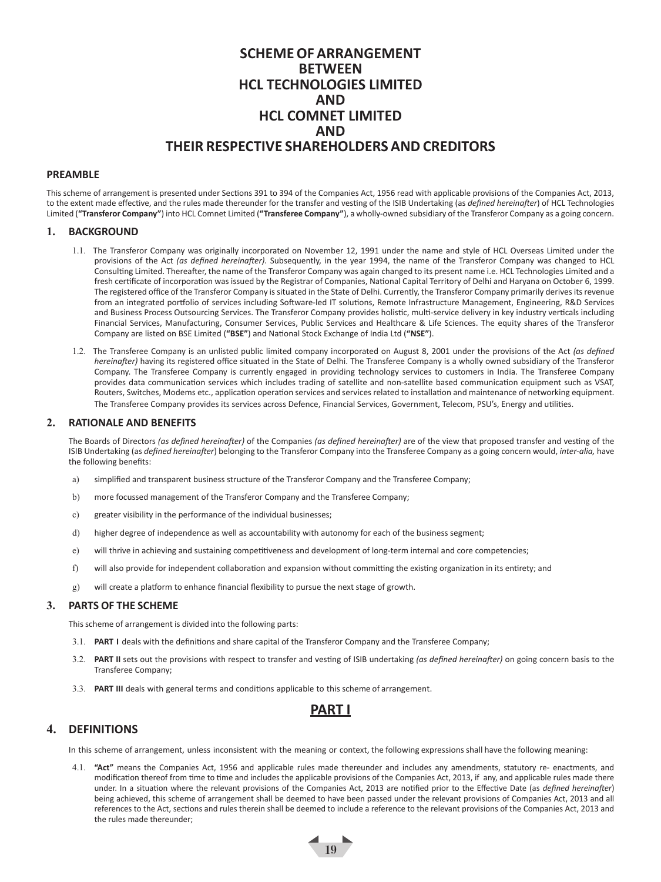# SCHEME OF ARRANGEMENT BETWEEN HCL TECHNOLOGIES LIMITED AND HCL COMNET LIMITED AND THEIR RESPECTIVE SHAREHOLDERS AND CREDITORS

## PREAMBLE

This scheme of arrangement is presented under Sections 391 to 394 of the Companies Act, 1956 read with applicable provisions of the Companies Act, 2013, to the extent made effective, and the rules made thereunder for the transfer and vesting of the ISIB Undertaking (as *defined hereinafter*) of HCL Technologies Limited (**"Transferor Company"**) into HCL Comnet Limited (**"Transferee Company"**), a wholly-owned subsidiary of the Transferor Company as a going concern.

## 1. BACKGROUND

1.1. The Transferor Company was originally incorporated on November 12, 1991 under the name and style of HCL Overseas Limited under the provisions of the Act *(as defined hereinafter)*. Subsequently, in the year 1994, the name of the Transferor Company was changed to HCL Consulting Limited. Thereafter, the name of the Transferor Company was again changed to its present name i.e. HCL Technologies Limited and a fresh certificate of incorporation was issued by the Registrar of Companies, National Capital Territory of Delhi and Haryana on October 6, 1999. The registered office of the Transferor Company is situated in the State of Delhi. Currently, the Transferor Company primarily derives its revenue from an integrated portfolio of services including Software-led IT solutions, Remote Infrastructure Management, Engineering, R&D Services and Business Process Outsourcing Services. The Transferor Company provides holistic, multi-service delivery in key industry verticals including Financial Services, Manufacturing, Consumer Services, Public Services and Healthcare & Life Sciences. The equity shares of the Transferor Company are listed on BSE Limited (**"BSE"**) and National Stock Exchange of India Ltd (**"NSE"**).

1.2. The Transferee Company is an unlisted public limited company incorporated on August 8, 2001 under the provisions of the Act *(as defined hereinafter)* having its registered office situated in the State of Delhi. The Transferee Company is a wholly owned subsidiary of the Transferor Company. The Transferee Company is currently engaged in providing technology services to customers in India. The Transferee Company provides data communication services which includes trading of satellite and non-satellite based communication equipment such as VSAT, Routers, Switches, Modems etc., application operation services and services related to installation and maintenance of networking equipment. The Transferee Company provides its services across Defence, Financial Services, Government, Telecom, PSU's, Energy and utilities.

## 2. RATIONALE AND BENEFITS

The Boards of Directors *(as defined hereinafter)* of the Companies *(as defined hereinafter)* are of the view that proposed transfer and vesting of the ISIB Undertaking (as *defined hereinafter*) belonging to the Transferor Company into the Transferee Company as a going concern would, *inter-alia,* have the following benefits:

a) simplified and transparent business structure of the Transferor Company and the Transferee Company;

b) more focussed management of the Transferor Company and the Transferee Company;

c) greater visibility in the performance of the individual businesses;

d) higher degree of independence as well as accountability with autonomy for each of the business segment;

e) will thrive in achieving and sustaining competitiveness and development of long-term internal and core competencies;

f) will also provide for independent collaboration and expansion without committing the existing organization in its entirety; and

g) will create a platform to enhance financial flexibility to pursue the next stage of growth.

## 3. PARTS OF THE SCHEME

This scheme of arrangement is divided into the following parts:

3.1. **PART I** deals with the definitions and share capital of the Transferor Company and the Transferee Company;

3.2. **PART II** sets out the provisions with respect to transfer and vesting of ISIB undertaking *(as defined hereinafter)* on going concern basis to the Transferee Company;

3.3. **PART III** deals with general terms and conditions applicable to this scheme of arrangement.

# PART I

## 4. DEFINITIONS

In this scheme of arrangement, unless inconsistent with the meaning or context, the following expressions shall have the following meaning:

4.1. **"Act"** means the Companies Act, 1956 and applicable rules made thereunder and includes any amendments, statutory re- enactments, and modification thereof from time to time and includes the applicable provisions of the Companies Act, 2013, if any, and applicable rules made there under. In a situation where the relevant provisions of the Companies Act, 2013 are notified prior to the Effective Date (as *defined hereinafter*) being achieved, this scheme of arrangement shall be deemed to have been passed under the relevant provisions of Companies Act, 2013 and all references to the Act, sections and rules therein shall be deemed to include a reference to the relevant provisions of the Companies Act, 2013 and the rules made thereunder;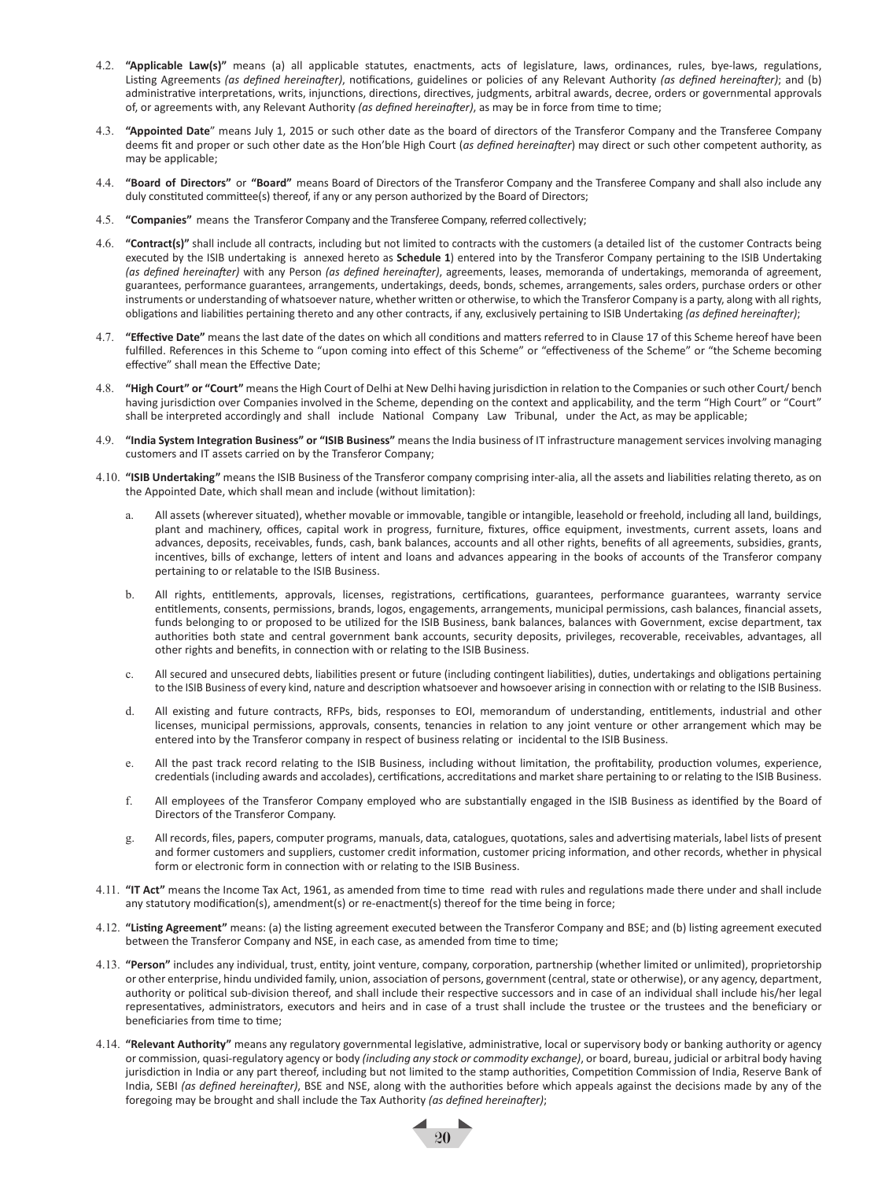4.2. **"Applicable Law(s)"** means (a) all applicable statutes, enactments, acts of legislature, laws, ordinances, rules, bye-laws, regulations, Listing Agreements *(as defined hereinafter)*, notifications, guidelines or policies of any Relevant Authority *(as defined hereinafter)*; and (b) administrative interpretations, writs, injunctions, directions, directives, judgments, arbitral awards, decree, orders or governmental approvals of, or agreements with, any Relevant Authority *(as defined hereinafter)*, as may be in force from time to time;

4.3. **"Appointed Date"** means July 1, 2015 or such other date as the board of directors of the Transferor Company and the Transferee Company deems fit and proper or such other date as the Hon'ble High Court (*as defined hereinafter*) may direct or such other competent authority, as may be applicable;

4.4. **"Board of Directors"** or **"Board"** means Board of Directors of the Transferor Company and the Transferee Company and shall also include any duly constituted committee(s) thereof, if any or any person authorized by the Board of Directors;

4.5. **"Companies"** means the Transferor Company and the Transferee Company, referred collectively;

4.6. **"Contract(s)"** shall include all contracts, including but not limited to contracts with the customers (a detailed list of the customer Contracts being executed by the ISIB undertaking is annexed hereto as **Schedule 1**) entered into by the Transferor Company pertaining to the ISIB Undertaking *(as defined hereinafter)* with any Person *(as defined hereinafter)*, agreements, leases, memoranda of undertakings, memoranda of agreement, guarantees, performance guarantees, arrangements, undertakings, deeds, bonds, schemes, arrangements, sales orders, purchase orders or other instruments or understanding of whatsoever nature, whether written or otherwise, to which the Transferor Company is a party, along with all rights, obligations and liabilities pertaining thereto and any other contracts, if any, exclusively pertaining to ISIB Undertaking *(as defined hereinafter)*;

4.7. **"Effective Date"** means the last date of the dates on which all conditions and matters referred to in Clause 17 of this Scheme hereof have been fulfilled. References in this Scheme to "upon coming into effect of this Scheme" or "effectiveness of the Scheme" or "the Scheme becoming effective" shall mean the Effective Date;

4.8. **"High Court" or "Court"** means the High Court of Delhi at New Delhi having jurisdiction in relation to the Companies or such other Court/ bench having jurisdiction over Companies involved in the Scheme, depending on the context and applicability, and the term "High Court" or "Court" shall be interpreted accordingly and shall include National Company Law Tribunal, under the Act, as may be applicable;

4.9. **"India System Integration Business" or "ISIB Business"** means the India business of IT infrastructure management services involving managing customers and IT assets carried on by the Transferor Company;

4.10. **"ISIB Undertaking"** means the ISIB Business of the Transferor company comprising inter-alia, all the assets and liabilities relating thereto, as on the Appointed Date, which shall mean and include (without limitation):

a. All assets (wherever situated), whether movable or immovable, tangible or intangible, leasehold or freehold, including all land, buildings, plant and machinery, offices, capital work in progress, furniture, fixtures, office equipment, investments, current assets, loans and advances, deposits, receivables, funds, cash, bank balances, accounts and all other rights, benefits of all agreements, subsidies, grants, incentives, bills of exchange, letters of intent and loans and advances appearing in the books of accounts of the Transferor company pertaining to or relatable to the ISIB Business.

b. All rights, entitlements, approvals, licenses, registrations, certifications, guarantees, performance guarantees, warranty service entitlements, consents, permissions, brands, logos, engagements, arrangements, municipal permissions, cash balances, financial assets, funds belonging to or proposed to be utilized for the ISIB Business, bank balances, balances with Government, excise department, tax authorities both state and central government bank accounts, security deposits, privileges, recoverable, receivables, advantages, all other rights and benefits, in connection with or relating to the ISIB Business.

c. All secured and unsecured debts, liabilities present or future (including contingent liabilities), duties, undertakings and obligations pertaining to the ISIB Business of every kind, nature and description whatsoever and howsoever arising in connection with or relating to the ISIB Business.

d. All existing and future contracts, RFPs, bids, responses to EOI, memorandum of understanding, entitlements, industrial and other licenses, municipal permissions, approvals, consents, tenancies in relation to any joint venture or other arrangement which may be entered into by the Transferor company in respect of business relating or incidental to the ISIB Business.

e. All the past track record relating to the ISIB Business, including without limitation, the profitability, production volumes, experience, credentials (including awards and accolades), certifications, accreditations and market share pertaining to or relating to the ISIB Business.

f. All employees of the Transferor Company employed who are substantially engaged in the ISIB Business as identified by the Board of Directors of the Transferor Company.

g. All records, files, papers, computer programs, manuals, data, catalogues, quotations, sales and advertising materials, label lists of present and former customers and suppliers, customer credit information, customer pricing information, and other records, whether in physical form or electronic form in connection with or relating to the ISIB Business.

4.11. **"IT Act"** means the Income Tax Act, 1961, as amended from time to time read with rules and regulations made there under and shall include any statutory modification(s), amendment(s) or re-enactment(s) thereof for the time being in force;

4.12. **"Listing Agreement"** means: (a) the listing agreement executed between the Transferor Company and BSE; and (b) listing agreement executed between the Transferor Company and NSE, in each case, as amended from time to time;

4.13. **"Person"** includes any individual, trust, entity, joint venture, company, corporation, partnership (whether limited or unlimited), proprietorship or other enterprise, hindu undivided family, union, association of persons, government (central, state or otherwise), or any agency, department, authority or political sub-division thereof, and shall include their respective successors and in case of an individual shall include his/her legal representatives, administrators, executors and heirs and in case of a trust shall include the trustee or the trustees and the beneficiary or beneficiaries from time to time;

4.14. **"Relevant Authority"** means any regulatory governmental legislative, administrative, local or supervisory body or banking authority or agency or commission, quasi-regulatory agency or body *(including any stock or commodity exchange)*, or board, bureau, judicial or arbitral body having jurisdiction in India or any part thereof, including but not limited to the stamp authorities, Competition Commission of India, Reserve Bank of India, SEBI *(as defined hereinafter)*, BSE and NSE, along with the authorities before which appeals against the decisions made by any of the foregoing may be brought and shall include the Tax Authority *(as defined hereinafter)*;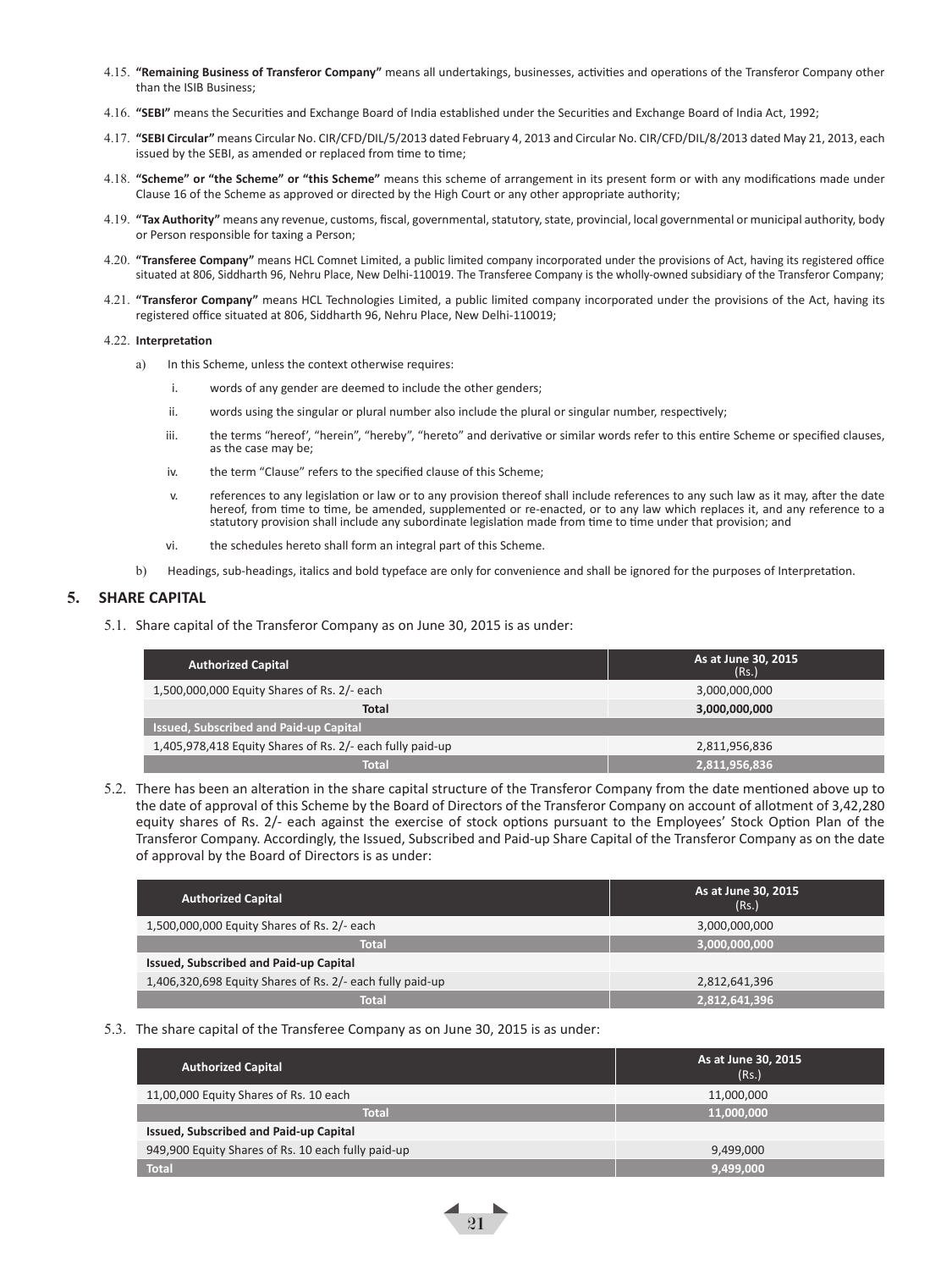4.15. **"Remaining Business of Transferor Company"** means all undertakings, businesses, activities and operations of the Transferor Company other than the ISIB Business;

4.16. **"SEBI"** means the Securities and Exchange Board of India established under the Securities and Exchange Board of India Act, 1992;

4.17. **"SEBI Circular"** means Circular No. CIR/CFD/DIL/5/2013 dated February 4, 2013 and Circular No. CIR/CFD/DIL/8/2013 dated May 21, 2013, each issued by the SEBI, as amended or replaced from time to time;

4.18. **"Scheme" or "the Scheme" or "this Scheme"** means this scheme of arrangement in its present form or with any modifications made under Clause 16 of the Scheme as approved or directed by the High Court or any other appropriate authority;

4.19. **"Tax Authority"** means any revenue, customs, fiscal, governmental, statutory, state, provincial, local governmental or municipal authority, body or Person responsible for taxing a Person;

4.20. **"Transferee Company"** means HCL Comnet Limited, a public limited company incorporated under the provisions of Act, having its registered office situated at 806, Siddharth 96, Nehru Place, New Delhi-110019. The Transferee Company is the wholly-owned subsidiary of the Transferor Company;

4.21. **"Transferor Company"** means HCL Technologies Limited, a public limited company incorporated under the provisions of the Act, having its registered office situated at 806, Siddharth 96, Nehru Place, New Delhi-110019;

4.22. **Interpretation**

a) In this Scheme, unless the context otherwise requires:

i. words of any gender are deemed to include the other genders;

ii. words using the singular or plural number also include the plural or singular number, respectively;

iii. the terms "hereof', "herein", "hereby", "hereto" and derivative or similar words refer to this entire Scheme or specified clauses, as the case may be;

iv. the term "Clause" refers to the specified clause of this Scheme;

v. references to any legislation or law or to any provision thereof shall include references to any such law as it may, after the date hereof, from time to time, be amended, supplemented or re-enacted, or to any law which replaces it, and any reference to a statutory provision shall include any subordinate legislation made from time to time under that provision; and

vi. the schedules hereto shall form an integral part of this Scheme.

b) Headings, sub-headings, italics and bold typeface are only for convenience and shall be ignored for the purposes of Interpretation.

## 5. SHARE CAPITAL

5.1. Share capital of the Transferor Company as on June 30, 2015 is as under:

| Authorized Capital | As at June 30, 2015 (Rs.) |
|---|---|
| 1,500,000,000 Equity Shares of Rs. 2/- each | 3,000,000,000 |
| **Total** | **3,000,000,000** |
| **Issued, Subscribed and Paid-up Capital** | |
| 1,405,978,418 Equity Shares of Rs. 2/- each fully paid-up | 2,811,956,836 |
| **Total** | **2,811,956,836** |

5.2. There has been an alteration in the share capital structure of the Transferor Company from the date mentioned above up to the date of approval of this Scheme by the Board of Directors of the Transferor Company on account of allotment of 3,42,280 equity shares of Rs. 2/- each against the exercise of stock options pursuant to the Employees' Stock Option Plan of the Transferor Company. Accordingly, the Issued, Subscribed and Paid-up Share Capital of the Transferor Company as on the date of approval by the Board of Directors is as under:

| Authorized Capital | As at June 30, 2015 (Rs.) |
|---|---|
| 1,500,000,000 Equity Shares of Rs. 2/- each | 3,000,000,000 |
| **Total** | **3,000,000,000** |
| **Issued, Subscribed and Paid-up Capital** | |
| 1,406,320,698 Equity Shares of Rs. 2/- each fully paid-up | 2,812,641,396 |
| **Total** | **2,812,641,396** |

5.3. The share capital of the Transferee Company as on June 30, 2015 is as under:

| Authorized Capital | As at June 30, 2015 (Rs.) |
|---|---|
| 11,00,000 Equity Shares of Rs. 10 each | 11,000,000 |
| **Total** | **11,000,000** |
| **Issued, Subscribed and Paid-up Capital** | |
| 949,900 Equity Shares of Rs. 10 each fully paid-up | 9,499,000 |
| **Total** | **9,499,000** |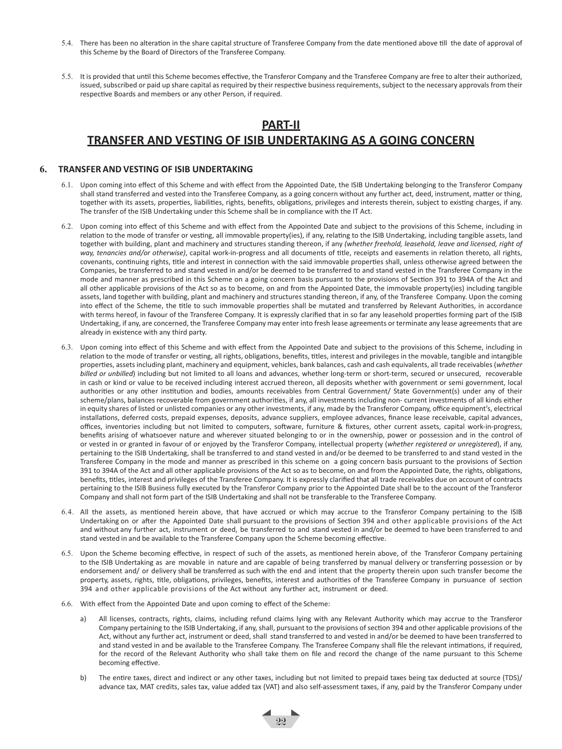5.4. There has been no alteration in the share capital structure of Transferee Company from the date mentioned above till the date of approval of this Scheme by the Board of Directors of the Transferee Company.

5.5. It is provided that until this Scheme becomes effective, the Transferor Company and the Transferee Company are free to alter their authorized, issued, subscribed or paid up share capital as required by their respective business requirements, subject to the necessary approvals from their respective Boards and members or any other Person, if required.

# PART-II

# TRANSFER AND VESTING OF ISIB UNDERTAKING AS A GOING CONCERN

## 6. TRANSFER AND VESTING OF ISIB UNDERTAKING

6.1. Upon coming into effect of this Scheme and with effect from the Appointed Date, the ISIB Undertaking belonging to the Transferor Company shall stand transferred and vested into the Transferee Company, as a going concern without any further act, deed, instrument, matter or thing, together with its assets, properties, liabilities, rights, benefits, obligations, privileges and interests therein, subject to existing charges, if any. The transfer of the ISIB Undertaking under this Scheme shall be in compliance with the IT Act.

6.2. Upon coming into effect of this Scheme and with effect from the Appointed Date and subject to the provisions of this Scheme, including in relation to the mode of transfer or vesting, all immovable property(ies), if any, relating to the ISIB Undertaking, including tangible assets, land together with building, plant and machinery and structures standing thereon, if any *(whether freehold, leasehold, leave and licensed, right of way, tenancies and/or otherwise)*, capital work-in-progress and all documents of title, receipts and easements in relation thereto, all rights, covenants, continuing rights, title and interest in connection with the said immovable properties shall, unless otherwise agreed between the Companies, be transferred to and stand vested in and/or be deemed to be transferred to and stand vested in the Transferee Company in the mode and manner as prescribed in this Scheme on a going concern basis pursuant to the provisions of Section 391 to 394A of the Act and all other applicable provisions of the Act so as to become, on and from the Appointed Date, the immovable property(ies) including tangible assets, land together with building, plant and machinery and structures standing thereon, if any, of the Transferee Company. Upon the coming into effect of the Scheme, the title to such immovable properties shall be mutated and transferred by Relevant Authorities, in accordance with terms hereof, in favour of the Transferee Company. It is expressly clarified that in so far any leasehold properties forming part of the ISIB Undertaking, if any, are concerned, the Transferee Company may enter into fresh lease agreements or terminate any lease agreements that are already in existence with any third party.

6.3. Upon coming into effect of this Scheme and with effect from the Appointed Date and subject to the provisions of this Scheme, including in relation to the mode of transfer or vesting, all rights, obligations, benefits, titles, interest and privileges in the movable, tangible and intangible properties, assets including plant, machinery and equipment, vehicles, bank balances, cash and cash equivalents, all trade receivables (*whether billed or unbilled*) including but not limited to all loans and advances, whether long-term or short-term, secured or unsecured, recoverable in cash or kind or value to be received including interest accrued thereon, all deposits whether with government or semi government, local authorities or any other institution and bodies, amounts receivables from Central Government/ State Government(s) under any of their scheme/plans, balances recoverable from government authorities, if any, all investments including non- current investments of all kinds either in equity shares of listed or unlisted companies or any other investments, if any, made by the Transferor Company, office equipment's, electrical installations, deferred costs, prepaid expenses, deposits, advance suppliers, employee advances, finance lease receivable, capital advances, offices, inventories including but not limited to computers, software, furniture & fixtures, other current assets, capital work-in-progress, benefits arising of whatsoever nature and wherever situated belonging to or in the ownership, power or possession and in the control of or vested in or granted in favour of or enjoyed by the Transferor Company, intellectual property (*whether registered or unregistered*), if any, pertaining to the ISIB Undertaking, shall be transferred to and stand vested in and/or be deemed to be transferred to and stand vested in the Transferee Company in the mode and manner as prescribed in this scheme on a going concern basis pursuant to the provisions of Section 391 to 394A of the Act and all other applicable provisions of the Act so as to become, on and from the Appointed Date, the rights, obligations, benefits, titles, interest and privileges of the Transferee Company. It is expressly clarified that all trade receivables due on account of contracts pertaining to the ISIB Business fully executed by the Transferor Company prior to the Appointed Date shall be to the account of the Transferor Company and shall not form part of the ISIB Undertaking and shall not be transferable to the Transferee Company.

6.4. All the assets, as mentioned herein above, that have accrued or which may accrue to the Transferor Company pertaining to the ISIB Undertaking on or after the Appointed Date shall pursuant to the provisions of Section 394 and other applicable provisions of the Act and without any further act, instrument or deed, be transferred to and stand vested in and/or be deemed to have been transferred to and stand vested in and be available to the Transferee Company upon the Scheme becoming effective.

6.5. Upon the Scheme becoming effective, in respect of such of the assets, as mentioned herein above, of the Transferor Company pertaining to the ISIB Undertaking as are movable in nature and are capable of being transferred by manual delivery or transferring possession or by endorsement and/ or delivery shall be transferred as such with the end and intent that the property therein upon such transfer become the property, assets, rights, title, obligations, privileges, benefits, interest and authorities of the Transferee Company in pursuance of section 394 and other applicable provisions of the Act without any further act, instrument or deed.

6.6. With effect from the Appointed Date and upon coming to effect of the Scheme:

a) All licenses, contracts, rights, claims, including refund claims lying with any Relevant Authority which may accrue to the Transferor Company pertaining to the ISIB Undertaking, if any, shall, pursuant to the provisions of section 394 and other applicable provisions of the Act, without any further act, instrument or deed, shall stand transferred to and vested in and/or be deemed to have been transferred to and stand vested in and be available to the Transferee Company. The Transferee Company shall file the relevant intimations, if required, for the record of the Relevant Authority who shall take them on file and record the change of the name pursuant to this Scheme becoming effective.

b) The entire taxes, direct and indirect or any other taxes, including but not limited to prepaid taxes being tax deducted at source (TDS)/ advance tax, MAT credits, sales tax, value added tax (VAT) and also self-assessment taxes, if any, paid by the Transferor Company under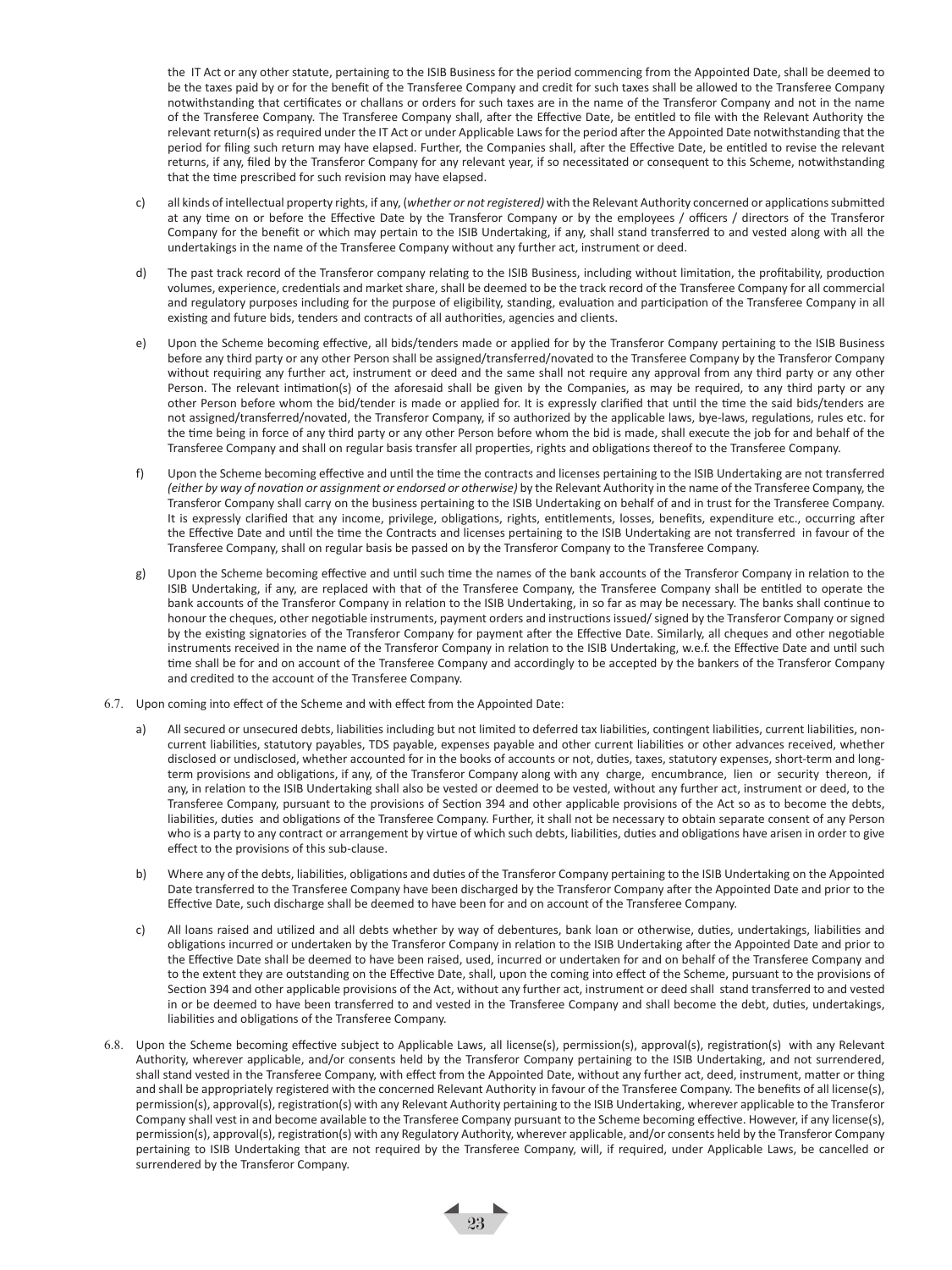the IT Act or any other statute, pertaining to the ISIB Business for the period commencing from the Appointed Date, shall be deemed to be the taxes paid by or for the benefit of the Transferee Company and credit for such taxes shall be allowed to the Transferee Company notwithstanding that certificates or challans or orders for such taxes are in the name of the Transferor Company and not in the name of the Transferee Company. The Transferee Company shall, after the Effective Date, be entitled to file with the Relevant Authority the relevant return(s) as required under the IT Act or under Applicable Laws for the period after the Appointed Date notwithstanding that the period for filing such return may have elapsed. Further, the Companies shall, after the Effective Date, be entitled to revise the relevant returns, if any, filed by the Transferor Company for any relevant year, if so necessitated or consequent to this Scheme, notwithstanding that the time prescribed for such revision may have elapsed.

c) all kinds of intellectual property rights, if any, (*whether or not registered)* with the Relevant Authority concerned or applications submitted at any time on or before the Effective Date by the Transferor Company or by the employees / officers / directors of the Transferor Company for the benefit or which may pertain to the ISIB Undertaking, if any, shall stand transferred to and vested along with all the undertakings in the name of the Transferee Company without any further act, instrument or deed.

d) The past track record of the Transferor company relating to the ISIB Business, including without limitation, the profitability, production volumes, experience, credentials and market share, shall be deemed to be the track record of the Transferee Company for all commercial and regulatory purposes including for the purpose of eligibility, standing, evaluation and participation of the Transferee Company in all existing and future bids, tenders and contracts of all authorities, agencies and clients.

e) Upon the Scheme becoming effective, all bids/tenders made or applied for by the Transferor Company pertaining to the ISIB Business before any third party or any other Person shall be assigned/transferred/novated to the Transferee Company by the Transferor Company without requiring any further act, instrument or deed and the same shall not require any approval from any third party or any other Person. The relevant intimation(s) of the aforesaid shall be given by the Companies, as may be required, to any third party or any other Person before whom the bid/tender is made or applied for. It is expressly clarified that until the time the said bids/tenders are not assigned/transferred/novated, the Transferor Company, if so authorized by the applicable laws, bye-laws, regulations, rules etc. for the time being in force of any third party or any other Person before whom the bid is made, shall execute the job for and behalf of the Transferee Company and shall on regular basis transfer all properties, rights and obligations thereof to the Transferee Company.

f) Upon the Scheme becoming effective and until the time the contracts and licenses pertaining to the ISIB Undertaking are not transferred *(either by way of novation or assignment or endorsed or otherwise)* by the Relevant Authority in the name of the Transferee Company, the Transferor Company shall carry on the business pertaining to the ISIB Undertaking on behalf of and in trust for the Transferee Company. It is expressly clarified that any income, privilege, obligations, rights, entitlements, losses, benefits, expenditure etc., occurring after the Effective Date and until the time the Contracts and licenses pertaining to the ISIB Undertaking are not transferred in favour of the Transferee Company, shall on regular basis be passed on by the Transferor Company to the Transferee Company.

g) Upon the Scheme becoming effective and until such time the names of the bank accounts of the Transferor Company in relation to the ISIB Undertaking, if any, are replaced with that of the Transferee Company, the Transferee Company shall be entitled to operate the bank accounts of the Transferor Company in relation to the ISIB Undertaking, in so far as may be necessary. The banks shall continue to honour the cheques, other negotiable instruments, payment orders and instructions issued/ signed by the Transferor Company or signed by the existing signatories of the Transferor Company for payment after the Effective Date. Similarly, all cheques and other negotiable instruments received in the name of the Transferor Company in relation to the ISIB Undertaking, w.e.f. the Effective Date and until such time shall be for and on account of the Transferee Company and accordingly to be accepted by the bankers of the Transferor Company and credited to the account of the Transferee Company.

6.7. Upon coming into effect of the Scheme and with effect from the Appointed Date:

a) All secured or unsecured debts, liabilities including but not limited to deferred tax liabilities, contingent liabilities, current liabilities, non-current liabilities, statutory payables, TDS payable, expenses payable and other current liabilities or other advances received, whether disclosed or undisclosed, whether accounted for in the books of accounts or not, duties, taxes, statutory expenses, short-term and long-term provisions and obligations, if any, of the Transferor Company along with any charge, encumbrance, lien or security thereon, if any, in relation to the ISIB Undertaking shall also be vested or deemed to be vested, without any further act, instrument or deed, to the Transferee Company, pursuant to the provisions of Section 394 and other applicable provisions of the Act so as to become the debts, liabilities, duties and obligations of the Transferee Company. Further, it shall not be necessary to obtain separate consent of any Person who is a party to any contract or arrangement by virtue of which such debts, liabilities, duties and obligations have arisen in order to give effect to the provisions of this sub-clause.

b) Where any of the debts, liabilities, obligations and duties of the Transferor Company pertaining to the ISIB Undertaking on the Appointed Date transferred to the Transferee Company have been discharged by the Transferor Company after the Appointed Date and prior to the Effective Date, such discharge shall be deemed to have been for and on account of the Transferee Company.

c) All loans raised and utilized and all debts whether by way of debentures, bank loan or otherwise, duties, undertakings, liabilities and obligations incurred or undertaken by the Transferor Company in relation to the ISIB Undertaking after the Appointed Date and prior to the Effective Date shall be deemed to have been raised, used, incurred or undertaken for and on behalf of the Transferee Company and to the extent they are outstanding on the Effective Date, shall, upon the coming into effect of the Scheme, pursuant to the provisions of Section 394 and other applicable provisions of the Act, without any further act, instrument or deed shall stand transferred to and vested in or be deemed to have been transferred to and vested in the Transferee Company and shall become the debt, duties, undertakings, liabilities and obligations of the Transferee Company.

6.8. Upon the Scheme becoming effective subject to Applicable Laws, all license(s), permission(s), approval(s), registration(s) with any Relevant Authority, wherever applicable, and/or consents held by the Transferor Company pertaining to the ISIB Undertaking, and not surrendered, shall stand vested in the Transferee Company, with effect from the Appointed Date, without any further act, deed, instrument, matter or thing and shall be appropriately registered with the concerned Relevant Authority in favour of the Transferee Company. The benefits of all license(s), permission(s), approval(s), registration(s) with any Relevant Authority pertaining to the ISIB Undertaking, wherever applicable to the Transferor Company shall vest in and become available to the Transferee Company pursuant to the Scheme becoming effective. However, if any license(s), permission(s), approval(s), registration(s) with any Regulatory Authority, wherever applicable, and/or consents held by the Transferor Company pertaining to ISIB Undertaking that are not required by the Transferee Company, will, if required, under Applicable Laws, be cancelled or surrendered by the Transferor Company.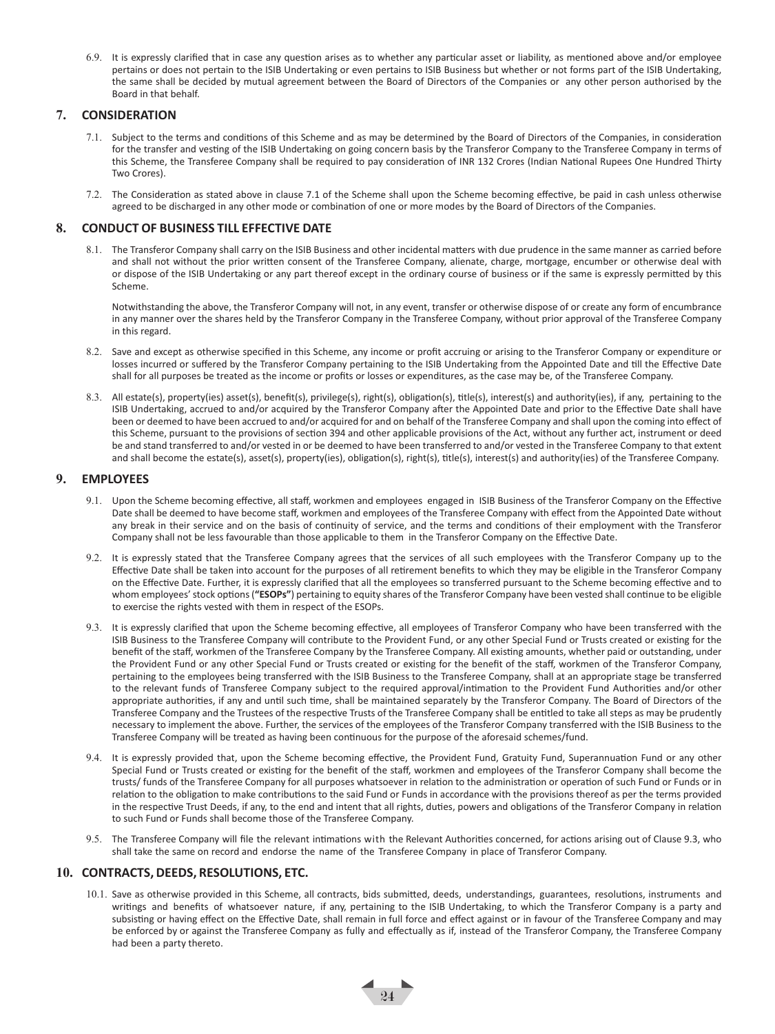6.9. It is expressly clarified that in case any question arises as to whether any particular asset or liability, as mentioned above and/or employee pertains or does not pertain to the ISIB Undertaking or even pertains to ISIB Business but whether or not forms part of the ISIB Undertaking, the same shall be decided by mutual agreement between the Board of Directors of the Companies or any other person authorised by the Board in that behalf.

## 7. CONSIDERATION

7.1. Subject to the terms and conditions of this Scheme and as may be determined by the Board of Directors of the Companies, in consideration for the transfer and vesting of the ISIB Undertaking on going concern basis by the Transferor Company to the Transferee Company in terms of this Scheme, the Transferee Company shall be required to pay consideration of INR 132 Crores (Indian National Rupees One Hundred Thirty Two Crores).

7.2. The Consideration as stated above in clause 7.1 of the Scheme shall upon the Scheme becoming effective, be paid in cash unless otherwise agreed to be discharged in any other mode or combination of one or more modes by the Board of Directors of the Companies.

## 8. CONDUCT OF BUSINESS TILL EFFECTIVE DATE

8.1. The Transferor Company shall carry on the ISIB Business and other incidental matters with due prudence in the same manner as carried before and shall not without the prior written consent of the Transferee Company, alienate, charge, mortgage, encumber or otherwise deal with or dispose of the ISIB Undertaking or any part thereof except in the ordinary course of business or if the same is expressly permitted by this Scheme.

Notwithstanding the above, the Transferor Company will not, in any event, transfer or otherwise dispose of or create any form of encumbrance in any manner over the shares held by the Transferor Company in the Transferee Company, without prior approval of the Transferee Company in this regard.

8.2. Save and except as otherwise specified in this Scheme, any income or profit accruing or arising to the Transferor Company or expenditure or losses incurred or suffered by the Transferor Company pertaining to the ISIB Undertaking from the Appointed Date and till the Effective Date shall for all purposes be treated as the income or profits or losses or expenditures, as the case may be, of the Transferee Company.

8.3. All estate(s), property(ies) asset(s), benefit(s), privilege(s), right(s), obligation(s), title(s), interest(s) and authority(ies), if any, pertaining to the ISIB Undertaking, accrued to and/or acquired by the Transferor Company after the Appointed Date and prior to the Effective Date shall have been or deemed to have been accrued to and/or acquired for and on behalf of the Transferee Company and shall upon the coming into effect of this Scheme, pursuant to the provisions of section 394 and other applicable provisions of the Act, without any further act, instrument or deed be and stand transferred to and/or vested in or be deemed to have been transferred to and/or vested in the Transferee Company to that extent and shall become the estate(s), asset(s), property(ies), obligation(s), right(s), title(s), interest(s) and authority(ies) of the Transferee Company.

## 9. EMPLOYEES

9.1. Upon the Scheme becoming effective, all staff, workmen and employees engaged in ISIB Business of the Transferor Company on the Effective Date shall be deemed to have become staff, workmen and employees of the Transferee Company with effect from the Appointed Date without any break in their service and on the basis of continuity of service, and the terms and conditions of their employment with the Transferor Company shall not be less favourable than those applicable to them in the Transferor Company on the Effective Date.

9.2. It is expressly stated that the Transferee Company agrees that the services of all such employees with the Transferor Company up to the Effective Date shall be taken into account for the purposes of all retirement benefits to which they may be eligible in the Transferor Company on the Effective Date. Further, it is expressly clarified that all the employees so transferred pursuant to the Scheme becoming effective and to whom employees' stock options (**"ESOPs"**) pertaining to equity shares of the Transferor Company have been vested shall continue to be eligible to exercise the rights vested with them in respect of the ESOPs.

9.3. It is expressly clarified that upon the Scheme becoming effective, all employees of Transferor Company who have been transferred with the ISIB Business to the Transferee Company will contribute to the Provident Fund, or any other Special Fund or Trusts created or existing for the benefit of the staff, workmen of the Transferee Company by the Transferee Company. All existing amounts, whether paid or outstanding, under the Provident Fund or any other Special Fund or Trusts created or existing for the benefit of the staff, workmen of the Transferor Company, pertaining to the employees being transferred with the ISIB Business to the Transferee Company, shall at an appropriate stage be transferred to the relevant funds of Transferee Company subject to the required approval/intimation to the Provident Fund Authorities and/or other appropriate authorities, if any and until such time, shall be maintained separately by the Transferor Company. The Board of Directors of the Transferee Company and the Trustees of the respective Trusts of the Transferee Company shall be entitled to take all steps as may be prudently necessary to implement the above. Further, the services of the employees of the Transferor Company transferred with the ISIB Business to the Transferee Company will be treated as having been continuous for the purpose of the aforesaid schemes/fund.

9.4. It is expressly provided that, upon the Scheme becoming effective, the Provident Fund, Gratuity Fund, Superannuation Fund or any other Special Fund or Trusts created or existing for the benefit of the staff, workmen and employees of the Transferor Company shall become the trusts/ funds of the Transferee Company for all purposes whatsoever in relation to the administration or operation of such Fund or Funds or in relation to the obligation to make contributions to the said Fund or Funds in accordance with the provisions thereof as per the terms provided in the respective Trust Deeds, if any, to the end and intent that all rights, duties, powers and obligations of the Transferor Company in relation to such Fund or Funds shall become those of the Transferee Company.

9.5. The Transferee Company will file the relevant intimations with the Relevant Authorities concerned, for actions arising out of Clause 9.3, who shall take the same on record and endorse the name of the Transferee Company in place of Transferor Company.

## 10. CONTRACTS, DEEDS, RESOLUTIONS, ETC.

10.1. Save as otherwise provided in this Scheme, all contracts, bids submitted, deeds, understandings, guarantees, resolutions, instruments and writings and benefits of whatsoever nature, if any, pertaining to the ISIB Undertaking, to which the Transferor Company is a party and subsisting or having effect on the Effective Date, shall remain in full force and effect against or in favour of the Transferee Company and may be enforced by or against the Transferee Company as fully and effectually as if, instead of the Transferor Company, the Transferee Company had been a party thereto.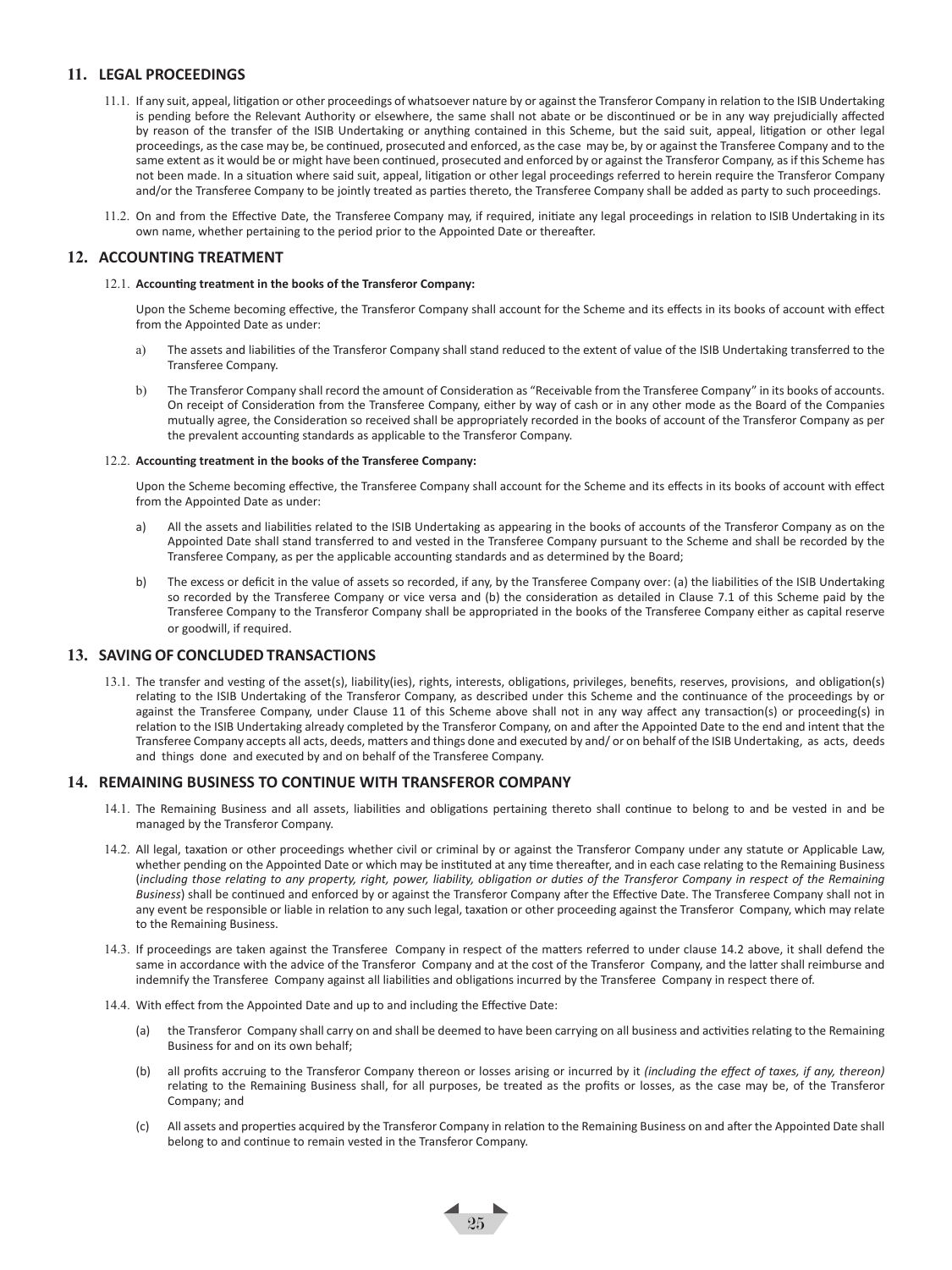## 11. LEGAL PROCEEDINGS

11.1. If any suit, appeal, litigation or other proceedings of whatsoever nature by or against the Transferor Company in relation to the ISIB Undertaking is pending before the Relevant Authority or elsewhere, the same shall not abate or be discontinued or be in any way prejudicially affected by reason of the transfer of the ISIB Undertaking or anything contained in this Scheme, but the said suit, appeal, litigation or other legal proceedings, as the case may be, be continued, prosecuted and enforced, as the case may be, by or against the Transferee Company and to the same extent as it would be or might have been continued, prosecuted and enforced by or against the Transferor Company, as if this Scheme has not been made. In a situation where said suit, appeal, litigation or other legal proceedings referred to herein require the Transferor Company and/or the Transferee Company to be jointly treated as parties thereto, the Transferee Company shall be added as party to such proceedings.

11.2. On and from the Effective Date, the Transferee Company may, if required, initiate any legal proceedings in relation to ISIB Undertaking in its own name, whether pertaining to the period prior to the Appointed Date or thereafter.

## 12. ACCOUNTING TREATMENT

12.1. **Accounting treatment in the books of the Transferor Company:**

Upon the Scheme becoming effective, the Transferor Company shall account for the Scheme and its effects in its books of account with effect from the Appointed Date as under:

a) The assets and liabilities of the Transferor Company shall stand reduced to the extent of value of the ISIB Undertaking transferred to the Transferee Company.

b) The Transferor Company shall record the amount of Consideration as "Receivable from the Transferee Company" in its books of accounts. On receipt of Consideration from the Transferee Company, either by way of cash or in any other mode as the Board of the Companies mutually agree, the Consideration so received shall be appropriately recorded in the books of account of the Transferor Company as per the prevalent accounting standards as applicable to the Transferor Company.

12.2. **Accounting treatment in the books of the Transferee Company:**

Upon the Scheme becoming effective, the Transferee Company shall account for the Scheme and its effects in its books of account with effect from the Appointed Date as under:

a) All the assets and liabilities related to the ISIB Undertaking as appearing in the books of accounts of the Transferor Company as on the Appointed Date shall stand transferred to and vested in the Transferee Company pursuant to the Scheme and shall be recorded by the Transferee Company, as per the applicable accounting standards and as determined by the Board;

b) The excess or deficit in the value of assets so recorded, if any, by the Transferee Company over: (a) the liabilities of the ISIB Undertaking so recorded by the Transferee Company or vice versa and (b) the consideration as detailed in Clause 7.1 of this Scheme paid by the Transferee Company to the Transferor Company shall be appropriated in the books of the Transferee Company either as capital reserve or goodwill, if required.

## 13. SAVING OF CONCLUDED TRANSACTIONS

13.1. The transfer and vesting of the asset(s), liability(ies), rights, interests, obligations, privileges, benefits, reserves, provisions, and obligation(s) relating to the ISIB Undertaking of the Transferor Company, as described under this Scheme and the continuance of the proceedings by or against the Transferee Company, under Clause 11 of this Scheme above shall not in any way affect any transaction(s) or proceeding(s) in relation to the ISIB Undertaking already completed by the Transferor Company, on and after the Appointed Date to the end and intent that the Transferee Company accepts all acts, deeds, matters and things done and executed by and/ or on behalf of the ISIB Undertaking, as acts, deeds and things done and executed by and on behalf of the Transferee Company.

## 14. REMAINING BUSINESS TO CONTINUE WITH TRANSFEROR COMPANY

14.1. The Remaining Business and all assets, liabilities and obligations pertaining thereto shall continue to belong to and be vested in and be managed by the Transferor Company.

14.2. All legal, taxation or other proceedings whether civil or criminal by or against the Transferor Company under any statute or Applicable Law, whether pending on the Appointed Date or which may be instituted at any time thereafter, and in each case relating to the Remaining Business (*including those relating to any property, right, power, liability, obligation or duties of the Transferor Company in respect of the Remaining Business*) shall be continued and enforced by or against the Transferor Company after the Effective Date. The Transferee Company shall not in any event be responsible or liable in relation to any such legal, taxation or other proceeding against the Transferor Company, which may relate to the Remaining Business.

14.3. If proceedings are taken against the Transferee Company in respect of the matters referred to under clause 14.2 above, it shall defend the same in accordance with the advice of the Transferor Company and at the cost of the Transferor Company, and the latter shall reimburse and indemnify the Transferee Company against all liabilities and obligations incurred by the Transferee Company in respect there of.

14.4. With effect from the Appointed Date and up to and including the Effective Date:

(a) the Transferor Company shall carry on and shall be deemed to have been carrying on all business and activities relating to the Remaining Business for and on its own behalf;

(b) all profits accruing to the Transferor Company thereon or losses arising or incurred by it *(including the effect of taxes, if any, thereon)* relating to the Remaining Business shall, for all purposes, be treated as the profits or losses, as the case may be, of the Transferor Company; and

(c) All assets and properties acquired by the Transferor Company in relation to the Remaining Business on and after the Appointed Date shall belong to and continue to remain vested in the Transferor Company.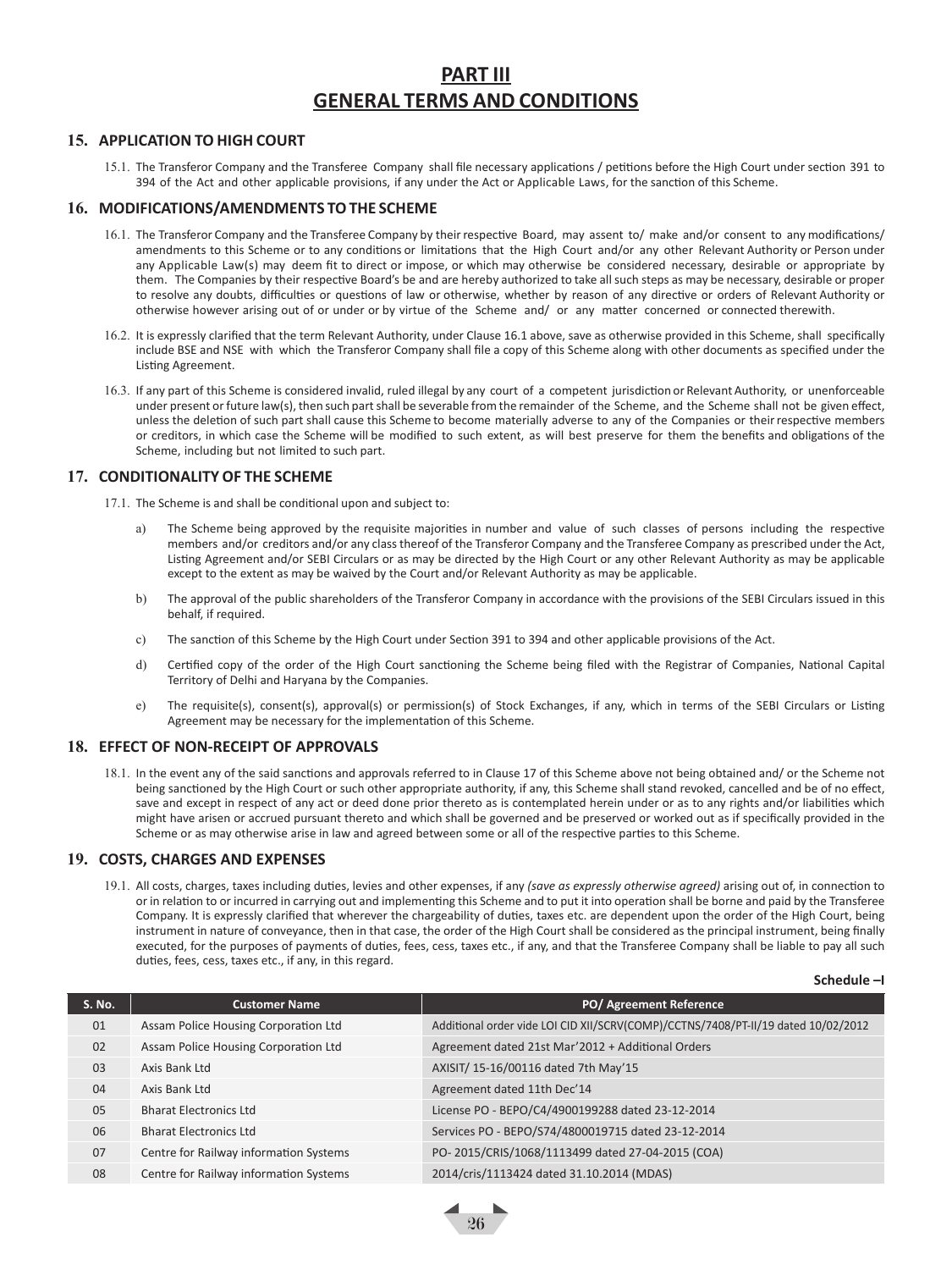# PART III
# GENERAL TERMS AND CONDITIONS

## 15. APPLICATION TO HIGH COURT

15.1. The Transferor Company and the Transferee Company shall file necessary applications / petitions before the High Court under section 391 to 394 of the Act and other applicable provisions, if any under the Act or Applicable Laws, for the sanction of this Scheme.

## 16. MODIFICATIONS/AMENDMENTS TO THE SCHEME

16.1. The Transferor Company and the Transferee Company by their respective Board, may assent to/ make and/or consent to any modifications/ amendments to this Scheme or to any conditions or limitations that the High Court and/or any other Relevant Authority or Person under any Applicable Law(s) may deem fit to direct or impose, or which may otherwise be considered necessary, desirable or appropriate by them. The Companies by their respective Board's be and are hereby authorized to take all such steps as may be necessary, desirable or proper to resolve any doubts, difficulties or questions of law or otherwise, whether by reason of any directive or orders of Relevant Authority or otherwise however arising out of or under or by virtue of the Scheme and/ or any matter concerned or connected therewith.

16.2. It is expressly clarified that the term Relevant Authority, under Clause 16.1 above, save as otherwise provided in this Scheme, shall specifically include BSE and NSE with which the Transferor Company shall file a copy of this Scheme along with other documents as specified under the Listing Agreement.

16.3. If any part of this Scheme is considered invalid, ruled illegal by any court of a competent jurisdiction or Relevant Authority, or unenforceable under present or future law(s), then such part shall be severable from the remainder of the Scheme, and the Scheme shall not be given effect, unless the deletion of such part shall cause this Scheme to become materially adverse to any of the Companies or their respective members or creditors, in which case the Scheme will be modified to such extent, as will best preserve for them the benefits and obligations of the Scheme, including but not limited to such part.

## 17. CONDITIONALITY OF THE SCHEME

17.1. The Scheme is and shall be conditional upon and subject to:

a) The Scheme being approved by the requisite majorities in number and value of such classes of persons including the respective members and/or creditors and/or any class thereof of the Transferor Company and the Transferee Company as prescribed under the Act, Listing Agreement and/or SEBI Circulars or as may be directed by the High Court or any other Relevant Authority as may be applicable except to the extent as may be waived by the Court and/or Relevant Authority as may be applicable.

b) The approval of the public shareholders of the Transferor Company in accordance with the provisions of the SEBI Circulars issued in this behalf, if required.

c) The sanction of this Scheme by the High Court under Section 391 to 394 and other applicable provisions of the Act.

d) Certified copy of the order of the High Court sanctioning the Scheme being filed with the Registrar of Companies, National Capital Territory of Delhi and Haryana by the Companies.

e) The requisite(s), consent(s), approval(s) or permission(s) of Stock Exchanges, if any, which in terms of the SEBI Circulars or Listing Agreement may be necessary for the implementation of this Scheme.

## 18. EFFECT OF NON-RECEIPT OF APPROVALS

18.1. In the event any of the said sanctions and approvals referred to in Clause 17 of this Scheme above not being obtained and/ or the Scheme not being sanctioned by the High Court or such other appropriate authority, if any, this Scheme shall stand revoked, cancelled and be of no effect, save and except in respect of any act or deed done prior thereto as is contemplated herein under or as to any rights and/or liabilities which might have arisen or accrued pursuant thereto and which shall be governed and be preserved or worked out as if specifically provided in the Scheme or as may otherwise arise in law and agreed between some or all of the respective parties to this Scheme.

## 19. COSTS, CHARGES AND EXPENSES

19.1. All costs, charges, taxes including duties, levies and other expenses, if any *(save as expressly otherwise agreed)* arising out of, in connection to or in relation to or incurred in carrying out and implementing this Scheme and to put it into operation shall be borne and paid by the Transferee Company. It is expressly clarified that wherever the chargeability of duties, taxes etc. are dependent upon the order of the High Court, being instrument in nature of conveyance, then in that case, the order of the High Court shall be considered as the principal instrument, being finally executed, for the purposes of payments of duties, fees, cess, taxes etc., if any, and that the Transferee Company shall be liable to pay all such duties, fees, cess, taxes etc., if any, in this regard.

**Schedule –I**

| S. No. | Customer Name | PO/ Agreement Reference |
|---|---|---|
| 01 | Assam Police Housing Corporation Ltd | Additional order vide LOI CID XII/SCRV(COMP)/CCTNS/7408/PT-II/19 dated 10/02/2012 |
| 02 | Assam Police Housing Corporation Ltd | Agreement dated 21st Mar'2012 + Additional Orders |
| 03 | Axis Bank Ltd | AXISIT/ 15-16/00116 dated 7th May'15 |
| 04 | Axis Bank Ltd | Agreement dated 11th Dec'14 |
| 05 | Bharat Electronics Ltd | License PO - BEPO/C4/4900199288 dated 23-12-2014 |
| 06 | Bharat Electronics Ltd | Services PO - BEPO/S74/4800019715 dated 23-12-2014 |
| 07 | Centre for Railway information Systems | PO- 2015/CRIS/1068/1113499 dated 27-04-2015 (COA) |
| 08 | Centre for Railway information Systems | 2014/cris/1113424 dated 31.10.2014 (MDAS) |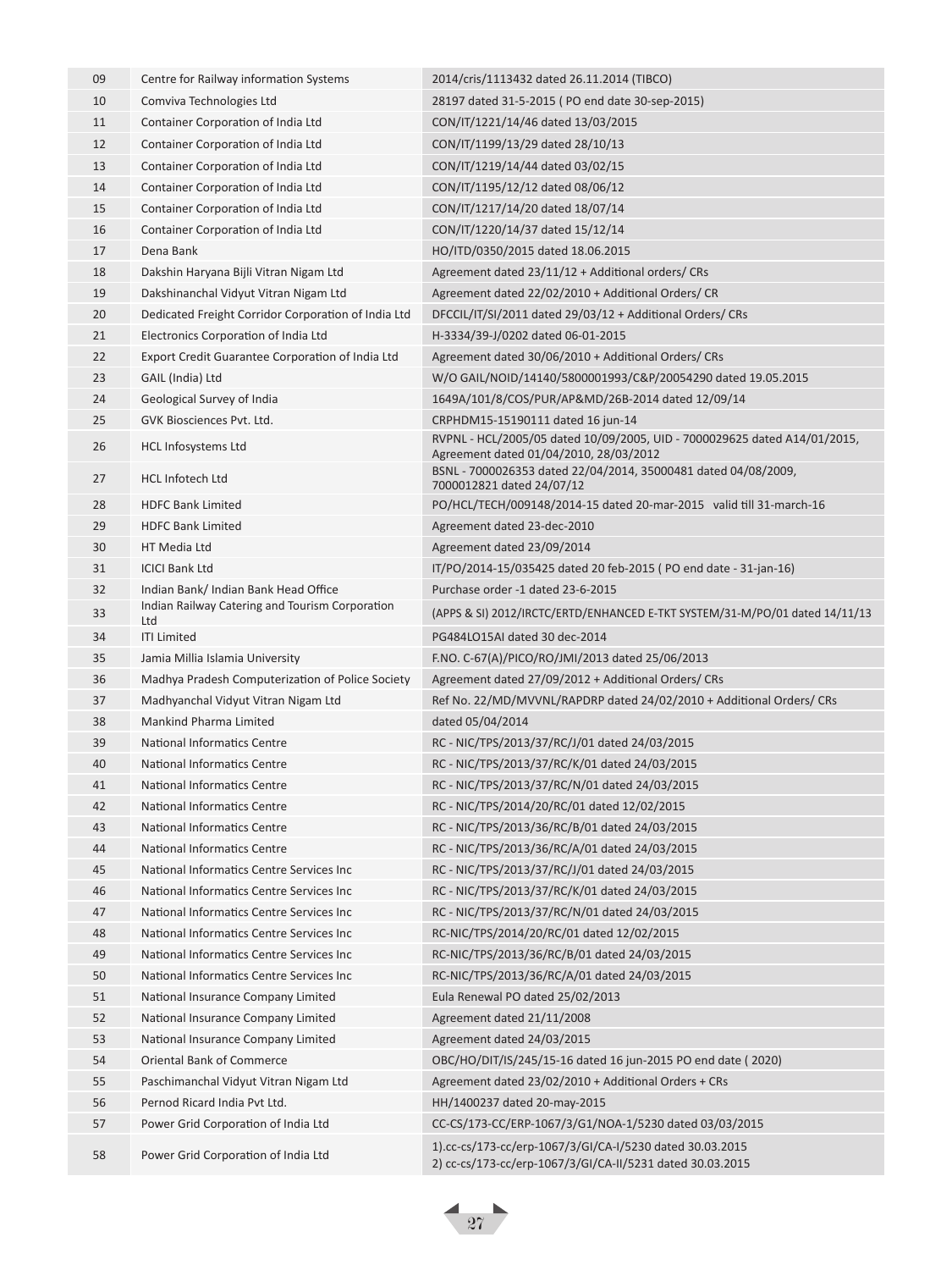| | | |
|---|---|---|
| 09 | Centre for Railway information Systems | 2014/cris/1113432 dated 26.11.2014 (TIBCO) |
| 10 | Comviva Technologies Ltd | 28197 dated 31-5-2015 ( PO end date 30-sep-2015) |
| 11 | Container Corporation of India Ltd | CON/IT/1221/14/46 dated 13/03/2015 |
| 12 | Container Corporation of India Ltd | CON/IT/1199/13/29 dated 28/10/13 |
| 13 | Container Corporation of India Ltd | CON/IT/1219/14/44 dated 03/02/15 |
| 14 | Container Corporation of India Ltd | CON/IT/1195/12/12 dated 08/06/12 |
| 15 | Container Corporation of India Ltd | CON/IT/1217/14/20 dated 18/07/14 |
| 16 | Container Corporation of India Ltd | CON/IT/1220/14/37 dated 15/12/14 |
| 17 | Dena Bank | HO/ITD/0350/2015 dated 18.06.2015 |
| 18 | Dakshin Haryana Bijli Vitran Nigam Ltd | Agreement dated 23/11/12 + Additional orders/ CRs |
| 19 | Dakshinanchal Vidyut Vitran Nigam Ltd | Agreement dated 22/02/2010 + Additional Orders/ CR |
| 20 | Dedicated Freight Corridor Corporation of India Ltd | DFCCIL/IT/SI/2011 dated 29/03/12 + Additional Orders/ CRs |
| 21 | Electronics Corporation of India Ltd | H-3334/39-J/0202 dated 06-01-2015 |
| 22 | Export Credit Guarantee Corporation of India Ltd | Agreement dated 30/06/2010 + Additional Orders/ CRs |
| 23 | GAIL (India) Ltd | W/O GAIL/NOID/14140/5800001993/C&P/20054290 dated 19.05.2015 |
| 24 | Geological Survey of India | 1649A/101/8/COS/PUR/AP&MD/26B-2014 dated 12/09/14 |
| 25 | GVK Biosciences Pvt. Ltd. | CRPHDM15-15190111 dated 16 jun-14 |
| 26 | HCL Infosystems Ltd | RVPNL - HCL/2005/05 dated 10/09/2005, UID - 7000029625 dated A14/01/2015, Agreement dated 01/04/2010, 28/03/2012 |
| 27 | HCL Infotech Ltd | BSNL - 7000026353 dated 22/04/2014, 35000481 dated 04/08/2009, 7000012821 dated 24/07/12 |
| 28 | HDFC Bank Limited | PO/HCL/TECH/009148/2014-15 dated 20-mar-2015 valid till 31-march-16 |
| 29 | HDFC Bank Limited | Agreement dated 23-dec-2010 |
| 30 | HT Media Ltd | Agreement dated 23/09/2014 |
| 31 | ICICI Bank Ltd | IT/PO/2014-15/035425 dated 20 feb-2015 ( PO end date - 31-jan-16) |
| 32 | Indian Bank/ Indian Bank Head Office | Purchase order -1 dated 23-6-2015 |
| 33 | Indian Railway Catering and Tourism Corporation Ltd | (APPS & SI) 2012/IRCTC/ERTD/ENHANCED E-TKT SYSTEM/31-M/PO/01 dated 14/11/13 |
| 34 | ITI Limited | PG484LO15AI dated 30 dec-2014 |
| 35 | Jamia Millia Islamia University | F.NO. C-67(A)/PICO/RO/JMI/2013 dated 25/06/2013 |
| 36 | Madhya Pradesh Computerization of Police Society | Agreement dated 27/09/2012 + Additional Orders/ CRs |
| 37 | Madhyanchal Vidyut Vitran Nigam Ltd | Ref No. 22/MD/MVVNL/RAPDRP dated 24/02/2010 + Additional Orders/ CRs |
| 38 | Mankind Pharma Limited | dated 05/04/2014 |
| 39 | National Informatics Centre | RC - NIC/TPS/2013/37/RC/J/01 dated 24/03/2015 |
| 40 | National Informatics Centre | RC - NIC/TPS/2013/37/RC/K/01 dated 24/03/2015 |
| 41 | National Informatics Centre | RC - NIC/TPS/2013/37/RC/N/01 dated 24/03/2015 |
| 42 | National Informatics Centre | RC - NIC/TPS/2014/20/RC/01 dated 12/02/2015 |
| 43 | National Informatics Centre | RC - NIC/TPS/2013/36/RC/B/01 dated 24/03/2015 |
| 44 | National Informatics Centre | RC - NIC/TPS/2013/36/RC/A/01 dated 24/03/2015 |
| 45 | National Informatics Centre Services Inc | RC - NIC/TPS/2013/37/RC/J/01 dated 24/03/2015 |
| 46 | National Informatics Centre Services Inc | RC - NIC/TPS/2013/37/RC/K/01 dated 24/03/2015 |
| 47 | National Informatics Centre Services Inc | RC - NIC/TPS/2013/37/RC/N/01 dated 24/03/2015 |
| 48 | National Informatics Centre Services Inc | RC-NIC/TPS/2014/20/RC/01 dated 12/02/2015 |
| 49 | National Informatics Centre Services Inc | RC-NIC/TPS/2013/36/RC/B/01 dated 24/03/2015 |
| 50 | National Informatics Centre Services Inc | RC-NIC/TPS/2013/36/RC/A/01 dated 24/03/2015 |
| 51 | National Insurance Company Limited | Eula Renewal PO dated 25/02/2013 |
| 52 | National Insurance Company Limited | Agreement dated 21/11/2008 |
| 53 | National Insurance Company Limited | Agreement dated 24/03/2015 |
| 54 | Oriental Bank of Commerce | OBC/HO/DIT/IS/245/15-16 dated 16 jun-2015 PO end date ( 2020) |
| 55 | Paschimanchal Vidyut Vitran Nigam Ltd | Agreement dated 23/02/2010 + Additional Orders + CRs |
| 56 | Pernod Ricard India Pvt Ltd. | HH/1400237 dated 20-may-2015 |
| 57 | Power Grid Corporation of India Ltd | CC-CS/173-CC/ERP-1067/3/G1/NOA-1/5230 dated 03/03/2015 |
| 58 | Power Grid Corporation of India Ltd | 1).cc-cs/173-cc/erp-1067/3/GI/CA-I/5230 dated 30.03.2015<br>2) cc-cs/173-cc/erp-1067/3/GI/CA-II/5231 dated 30.03.2015 |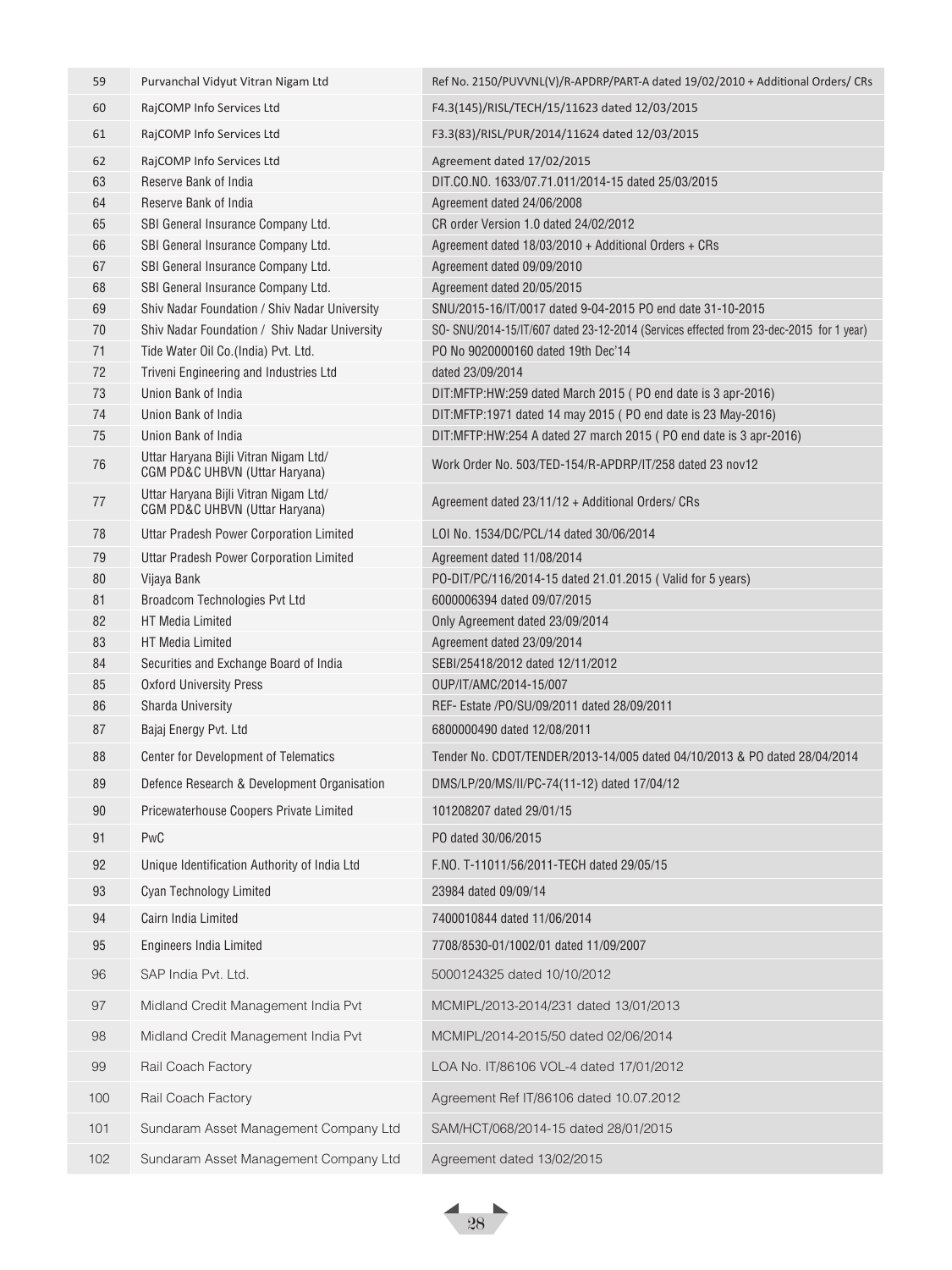| | | |
|---|---|---|
| 59 | Purvanchal Vidyut Vitran Nigam Ltd | Ref No. 2150/PUVVNL(V)/R-APDRP/PART-A dated 19/02/2010 + Additional Orders/ CRs |
| 60 | RajCOMP Info Services Ltd | F4.3(145)/RISL/TECH/15/11623 dated 12/03/2015 |
| 61 | RajCOMP Info Services Ltd | F3.3(83)/RISL/PUR/2014/11624 dated 12/03/2015 |
| 62 | RajCOMP Info Services Ltd | Agreement dated 17/02/2015 |
| 63 | Reserve Bank of India | DIT.CO.NO. 1633/07.71.011/2014-15 dated 25/03/2015 |
| 64 | Reserve Bank of India | Agreement dated 24/06/2008 |
| 65 | SBI General Insurance Company Ltd. | CR order Version 1.0 dated 24/02/2012 |
| 66 | SBI General Insurance Company Ltd. | Agreement dated 18/03/2010 + Additional Orders + CRs |
| 67 | SBI General Insurance Company Ltd. | Agreement dated 09/09/2010 |
| 68 | SBI General Insurance Company Ltd. | Agreement dated 20/05/2015 |
| 69 | Shiv Nadar Foundation / Shiv Nadar University | SNU/2015-16/IT/0017 dated 9-04-2015 PO end date 31-10-2015 |
| 70 | Shiv Nadar Foundation / Shiv Nadar University | SO- SNU/2014-15/IT/607 dated 23-12-2014 (Services effected from 23-dec-2015 for 1 year) |
| 71 | Tide Water Oil Co.(India) Pvt. Ltd. | PO No 9020000160 dated 19th Dec'14 |
| 72 | Triveni Engineering and Industries Ltd | dated 23/09/2014 |
| 73 | Union Bank of India | DIT:MFTP:HW:259 dated March 2015 ( PO end date is 3 apr-2016) |
| 74 | Union Bank of India | DIT:MFTP:1971 dated 14 may 2015 ( PO end date is 23 May-2016) |
| 75 | Union Bank of India | DIT:MFTP:HW:254 A dated 27 march 2015 ( PO end date is 3 apr-2016) |
| 76 | Uttar Haryana Bijli Vitran Nigam Ltd/ CGM PD&C UHBVN (Uttar Haryana) | Work Order No. 503/TED-154/R-APDRP/IT/258 dated 23 nov12 |
| 77 | Uttar Haryana Bijli Vitran Nigam Ltd/ CGM PD&C UHBVN (Uttar Haryana) | Agreement dated 23/11/12 + Additional Orders/ CRs |
| 78 | Uttar Pradesh Power Corporation Limited | LOI No. 1534/DC/PCL/14 dated 30/06/2014 |
| 79 | Uttar Pradesh Power Corporation Limited | Agreement dated 11/08/2014 |
| 80 | Vijaya Bank | PO-DIT/PC/116/2014-15 dated 21.01.2015 ( Valid for 5 years) |
| 81 | Broadcom Technologies Pvt Ltd | 6000006394 dated 09/07/2015 |
| 82 | HT Media Limited | Only Agreement dated 23/09/2014 |
| 83 | HT Media Limited | Agreement dated 23/09/2014 |
| 84 | Securities and Exchange Board of India | SEBI/25418/2012 dated 12/11/2012 |
| 85 | Oxford University Press | OUP/IT/AMC/2014-15/007 |
| 86 | Sharda University | REF- Estate /PO/SU/09/2011 dated 28/09/2011 |
| 87 | Bajaj Energy Pvt. Ltd | 6800000490 dated 12/08/2011 |
| 88 | Center for Development of Telematics | Tender No. CDOT/TENDER/2013-14/005 dated 04/10/2013 & PO dated 28/04/2014 |
| 89 | Defence Research & Development Organisation | DMS/LP/20/MS/II/PC-74(11-12) dated 17/04/12 |
| 90 | Pricewaterhouse Coopers Private Limited | 101208207 dated 29/01/15 |
| 91 | PwC | PO dated 30/06/2015 |
| 92 | Unique Identification Authority of India Ltd | F.NO. T-11011/56/2011-TECH dated 29/05/15 |
| 93 | Cyan Technology Limited | 23984 dated 09/09/14 |
| 94 | Cairn India Limited | 7400010844 dated 11/06/2014 |
| 95 | Engineers India Limited | 7708/8530-01/1002/01 dated 11/09/2007 |
| 96 | SAP India Pvt. Ltd. | 5000124325 dated 10/10/2012 |
| 97 | Midland Credit Management India Pvt | MCMIPL/2013-2014/231 dated 13/01/2013 |
| 98 | Midland Credit Management India Pvt | MCMIPL/2014-2015/50 dated 02/06/2014 |
| 99 | Rail Coach Factory | LOA No. IT/86106 VOL-4 dated 17/01/2012 |
| 100 | Rail Coach Factory | Agreement Ref IT/86106 dated 10.07.2012 |
| 101 | Sundaram Asset Management Company Ltd | SAM/HCT/068/2014-15 dated 28/01/2015 |
| 102 | Sundaram Asset Management Company Ltd | Agreement dated 13/02/2015 |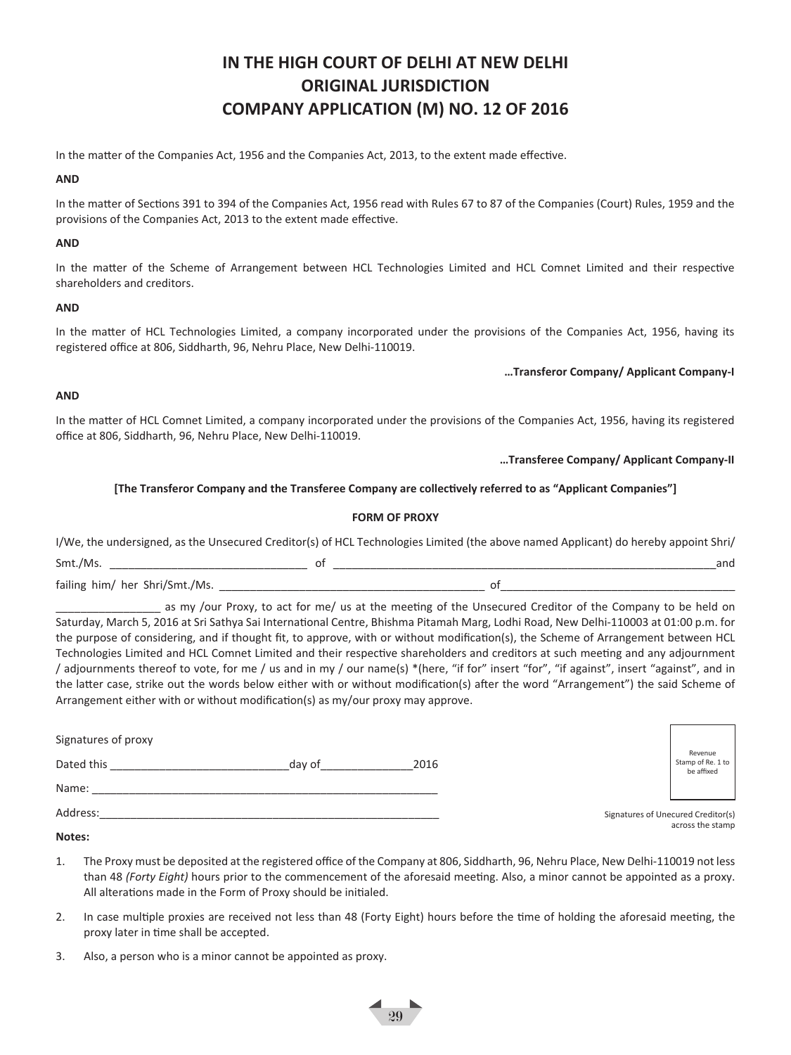# IN THE HIGH COURT OF DELHI AT NEW DELHI
# ORIGINAL JURISDICTION
# COMPANY APPLICATION (M) NO. 12 OF 2016

In the matter of the Companies Act, 1956 and the Companies Act, 2013, to the extent made effective.

**AND**

In the matter of Sections 391 to 394 of the Companies Act, 1956 read with Rules 67 to 87 of the Companies (Court) Rules, 1959 and the provisions of the Companies Act, 2013 to the extent made effective.

**AND**

In the matter of the Scheme of Arrangement between HCL Technologies Limited and HCL Comnet Limited and their respective shareholders and creditors.

**AND**

In the matter of HCL Technologies Limited, a company incorporated under the provisions of the Companies Act, 1956, having its registered office at 806, Siddharth, 96, Nehru Place, New Delhi-110019.

**…Transferor Company/ Applicant Company-I**

**AND**

In the matter of HCL Comnet Limited, a company incorporated under the provisions of the Companies Act, 1956, having its registered office at 806, Siddharth, 96, Nehru Place, New Delhi-110019.

**…Transferee Company/ Applicant Company-II**

**[The Transferor Company and the Transferee Company are collectively referred to as "Applicant Companies"]**

**FORM OF PROXY**

I/We, the undersigned, as the Unsecured Creditor(s) of HCL Technologies Limited (the above named Applicant) do hereby appoint Shri/ Smt./Ms. ________________________________ of ________________________________________________________________and failing him/ her Shri/Smt./Ms. ____________________________________________ of_______________________________________ _________________ as my /our Proxy, to act for me/ us at the meeting of the Unsecured Creditor of the Company to be held on Saturday, March 5, 2016 at Sri Sathya Sai International Centre, Bhishma Pitamah Marg, Lodhi Road, New Delhi-110003 at 01:00 p.m. for the purpose of considering, and if thought fit, to approve, with or without modification(s), the Scheme of Arrangement between HCL Technologies Limited and HCL Comnet Limited and their respective shareholders and creditors at such meeting and any adjournment / adjournments thereof to vote, for me / us and in my / our name(s) *(here, "if for" insert "for", "if against", insert "against", and in the latter case, strike out the words below either with or without modification(s) after the word "Arrangement") the said Scheme of Arrangement either with or without modification(s) as my/our proxy may approve.

Signatures of proxy

Dated this _____________________________day of_______________2016

Name: _________________________________________________________

Address:_______________________________________________________

Revenue Stamp of Re. 1 to be affixed

Signatures of Unecured Creditor(s) across the stamp

**Notes:**

1. The Proxy must be deposited at the registered office of the Company at 806, Siddharth, 96, Nehru Place, New Delhi-110019 not less than 48 *(Forty Eight)* hours prior to the commencement of the aforesaid meeting. Also, a minor cannot be appointed as a proxy. All alterations made in the Form of Proxy should be initialed.
2. In case multiple proxies are received not less than 48 (Forty Eight) hours before the time of holding the aforesaid meeting, the proxy later in time shall be accepted.
3. Also, a person who is a minor cannot be appointed as proxy.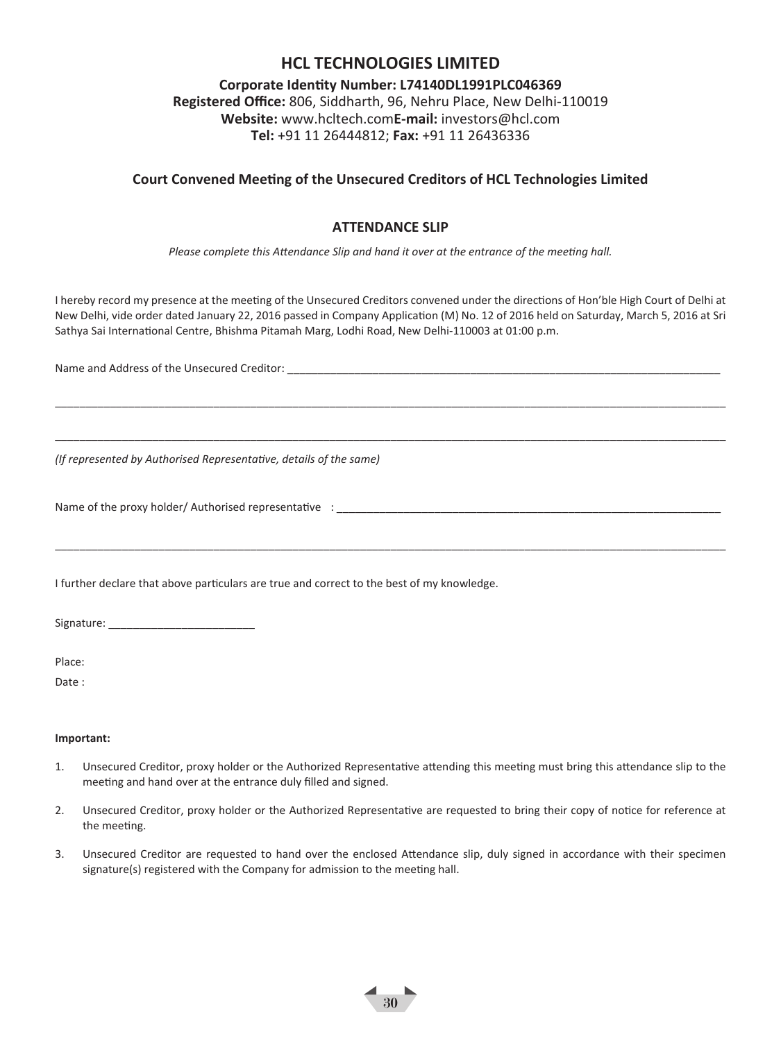# HCL TECHNOLOGIES LIMITED

**Corporate Identity Number: L74140DL1991PLC046369**
**Registered Office:** 806, Siddharth, 96, Nehru Place, New Delhi-110019
**Website:** www.hcltech.com**E-mail:** investors@hcl.com
**Tel:** +91 11 26444812; **Fax:** +91 11 26436336

### Court Convened Meeting of the Unsecured Creditors of HCL Technologies Limited

### ATTENDANCE SLIP

*Please complete this Attendance Slip and hand it over at the entrance of the meeting hall.*

I hereby record my presence at the meeting of the Unsecured Creditors convened under the directions of Hon'ble High Court of Delhi at New Delhi, vide order dated January 22, 2016 passed in Company Application (M) No. 12 of 2016 held on Saturday, March 5, 2016 at Sri Sathya Sai International Centre, Bhishma Pitamah Marg, Lodhi Road, New Delhi-110003 at 01:00 p.m.

Name and Address of the Unsecured Creditor: ____________________________________________________________________________

____________________________________________________________________________________________________________________

____________________________________________________________________________________________________________________

*(If represented by Authorised Representative, details of the same)*

Name of the proxy holder/ Authorised representative : __________________________________________________________________

____________________________________________________________________________________________________________________

I further declare that above particulars are true and correct to the best of my knowledge.

Signature: ________________________

Place:

Date :

**Important:**

1. Unsecured Creditor, proxy holder or the Authorized Representative attending this meeting must bring this attendance slip to the meeting and hand over at the entrance duly filled and signed.
2. Unsecured Creditor, proxy holder or the Authorized Representative are requested to bring their copy of notice for reference at the meeting.
3. Unsecured Creditor are requested to hand over the enclosed Attendance slip, duly signed in accordance with their specimen signature(s) registered with the Company for admission to the meeting hall.